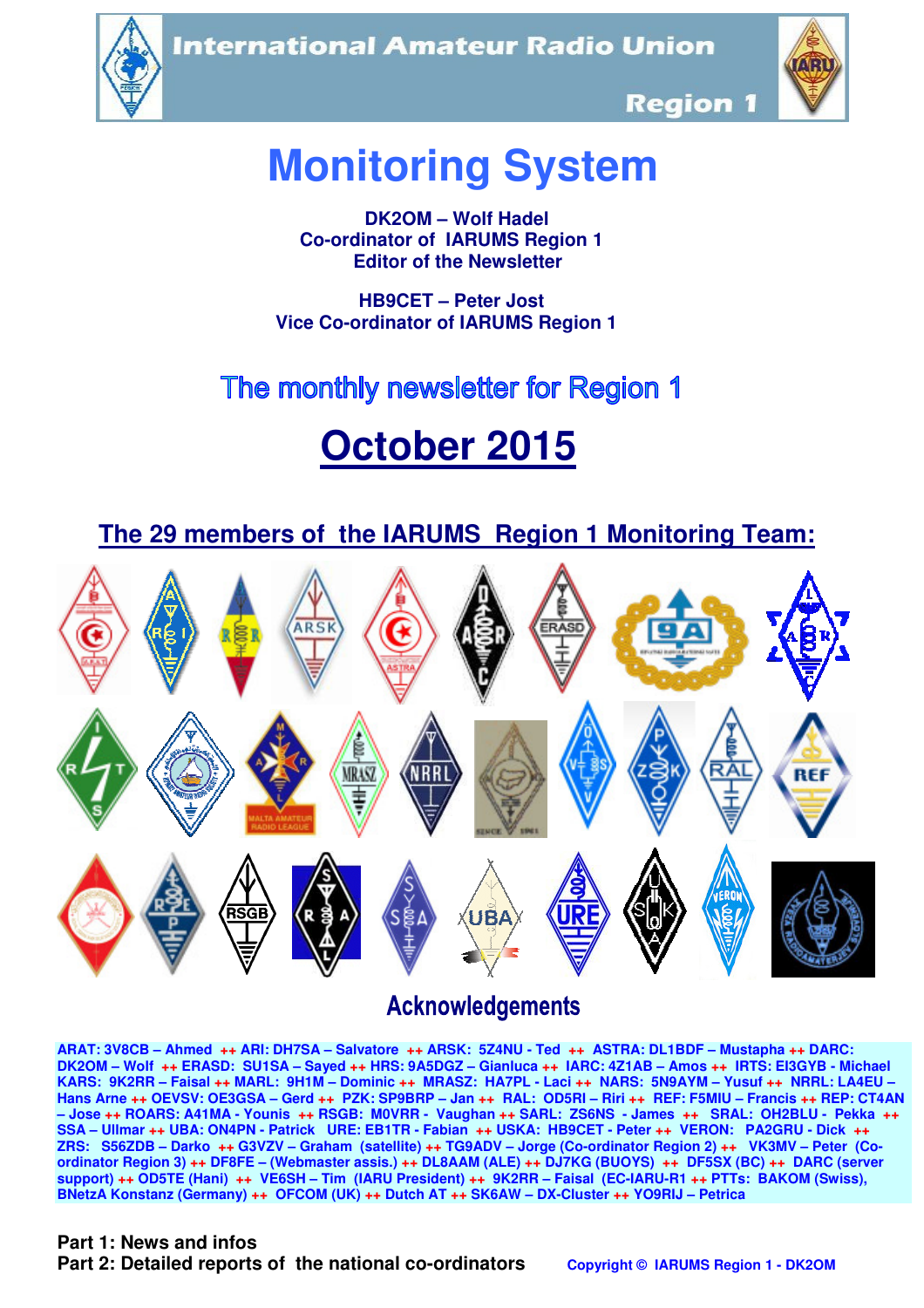International Amateur Radio Union

Region 1

# Monitoring System

**DK2OM – Wolf Hadel**
**Co-ordinator of IARUMS Region 1**
**Editor of the Newsletter**

**HB9CET – Peter Jost**
**Vice Co-ordinator of IARUMS Region 1**

## The monthly newsletter for Region 1

# October 2015

## The 29 members of the IARUMS Region 1 Monitoring Team:

## Acknowledgements

**ARAT: 3V8CB – Ahmed ++ ARI: DH7SA – Salvatore ++ ARSK: 5Z4NU - Ted ++ ASTRA: DL1BDF – Mustapha ++ DARC: DK2OM – Wolf ++ ERASD: SU1SA – Sayed ++ HRS: 9A5DGZ – Gianluca ++ IARC: 4Z1AB – Amos ++ IRTS: EI3GYB - Michael KARS: 9K2RR – Faisal ++ MARL: 9H1M – Dominic ++ MRASZ: HA7PL - Laci ++ NARS: 5N9AYM – Yusuf ++ NRRL: LA4EU – Hans Arne ++ OEVSV: OE3GSA – Gerd ++ PZK: SP9BRP – Jan ++ RAL: OD5RI – Riri ++ REF: F5MIU – Francis ++ REP: CT4AN – Jose ++ ROARS: A41MA - Younis ++ RSGB: M0VRR - Vaughan ++ SARL: ZS6NS - James ++ SRAL: OH2BLU - Pekka ++ SSA – Ullmar ++ UBA: ON4PN - Patrick URE: EB1TR - Fabian ++ USKA: HB9CET - Peter ++ VERON: PA2GRU - Dick ++ ZRS: S56ZDB – Darko ++ G3VZV – Graham (satellite) ++ TG9ADV – Jorge (Co-ordinator Region 2) ++ VK3MV – Peter (Co-ordinator Region 3) ++ DF8FE – (Webmaster assis.) ++ DL8AAM (ALE) ++ DJ7KG (BUOYS) ++ DF5SX (BC) ++ DARC (server support) ++ OD5TE (Hani) ++ VE6SH – Tim (IARU President) ++ 9K2RR – Faisal (EC-IARU-R1 ++ PTTs: BAKOM (Swiss), BNetzA Konstanz (Germany) ++ OFCOM (UK) ++ Dutch AT ++ SK6AW – DX-Cluster ++ YO9RIJ – Petrica**

**Part 1: News and infos**
**Part 2: Detailed reports of the national co-ordinators**

Copyright © IARUMS Region 1 - DK2OM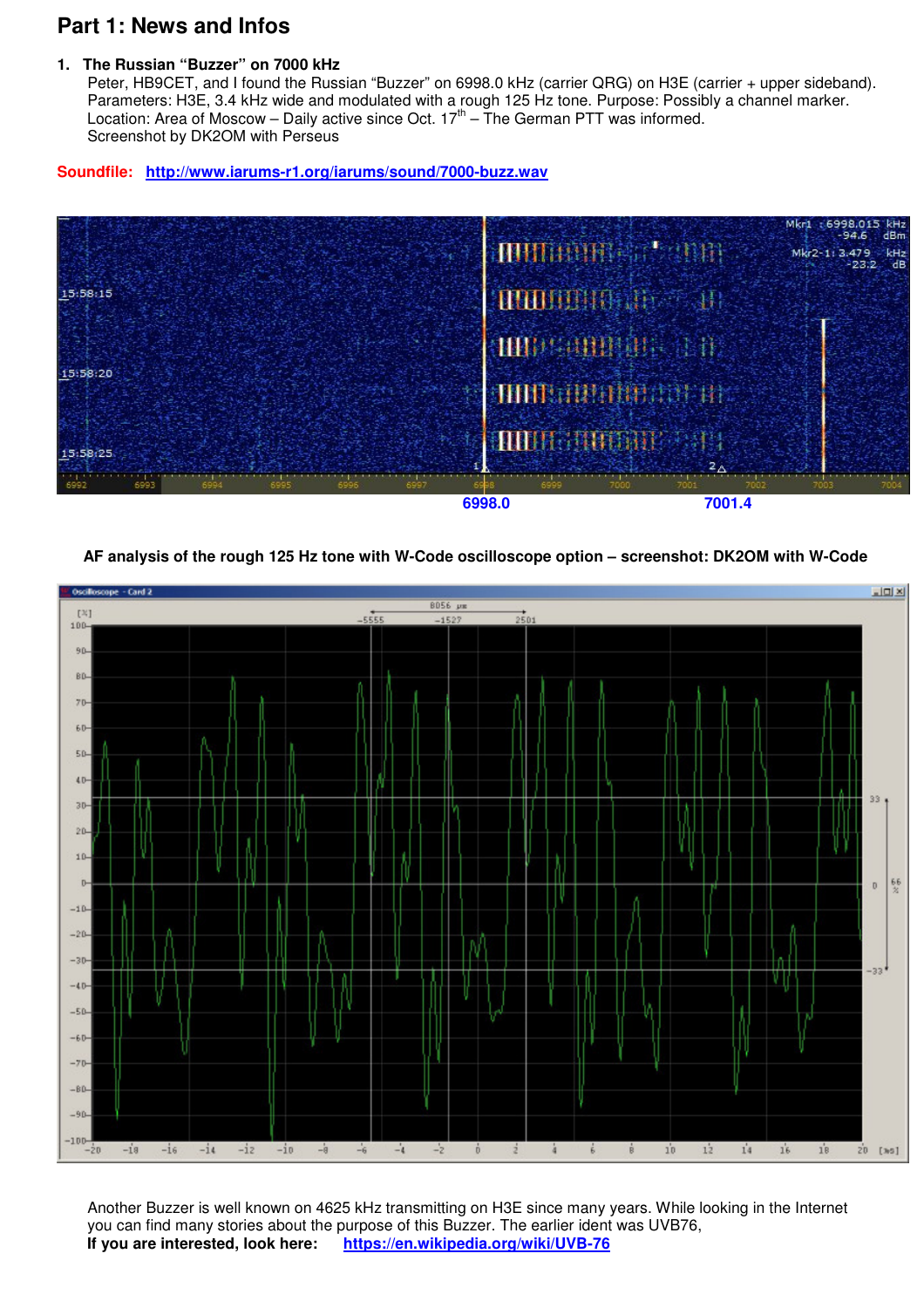# Part 1: News and Infos

1. **The Russian "Buzzer" on 7000 kHz**
   Peter, HB9CET, and I found the Russian "Buzzer" on 6998.0 kHz (carrier QRG) on H3E (carrier + upper sideband). Parameters: H3E, 3.4 kHz wide and modulated with a rough 125 Hz tone. Purpose: Possibly a channel marker. Location: Area of Moscow – Daily active since Oct. 17th – The German PTT was informed.
   Screenshot by DK2OM with Perseus

**Soundfile:** http://www.iarums-r1.org/iarums/sound/7000-buzz.wav

6998.0 7001.4

**AF analysis of the rough 125 Hz tone with W-Code oscilloscope option – screenshot: DK2OM with W-Code**

Another Buzzer is well known on 4625 kHz transmitting on H3E since many years. While looking in the Internet you can find many stories about the purpose of this Buzzer. The earlier ident was UVB76,
**If you are interested, look here:** https://en.wikipedia.org/wiki/UVB-76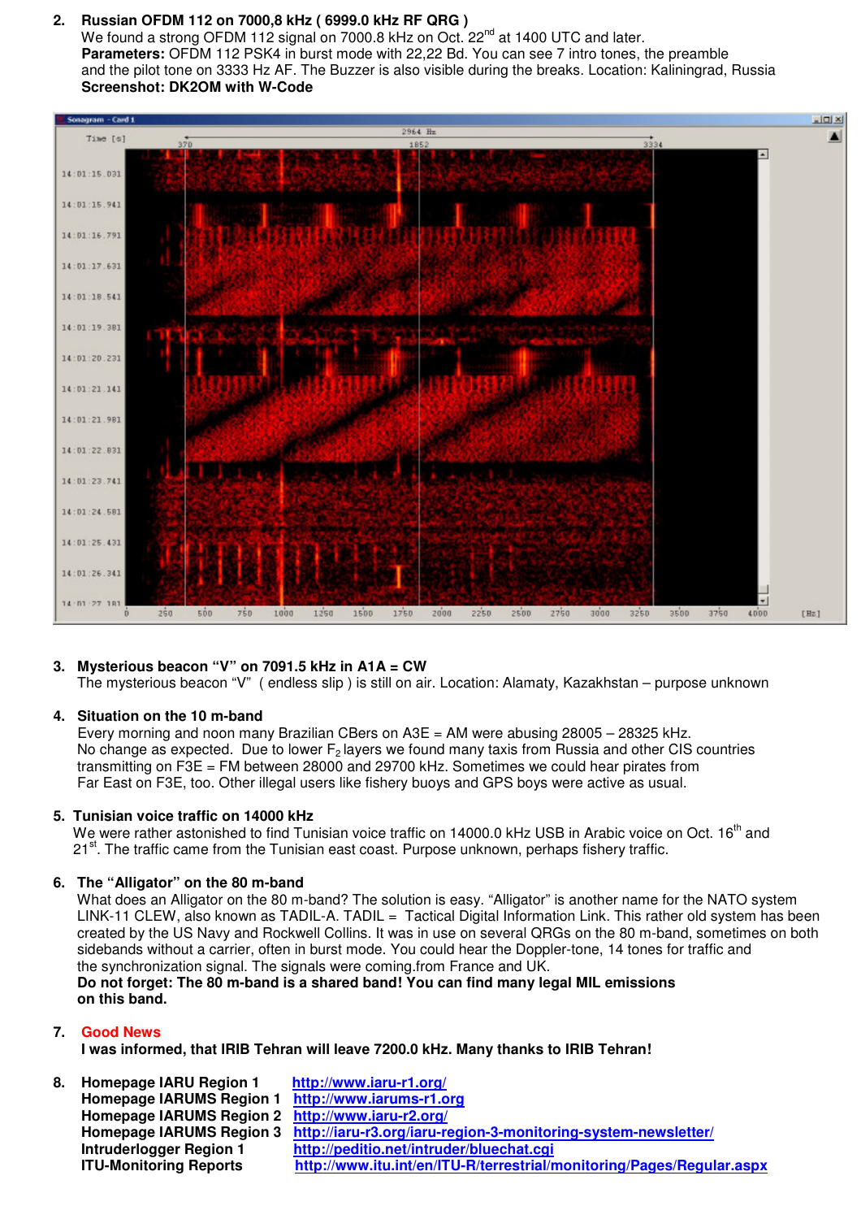2. **Russian OFDM 112 on 7000,8 kHz ( 6999.0 kHz RF QRG )**
   We found a strong OFDM 112 signal on 7000.8 kHz on Oct. 22nd at 1400 UTC and later.
   **Parameters:** OFDM 112 PSK4 in burst mode with 22,22 Bd. You can see 7 intro tones, the preamble and the pilot tone on 3333 Hz AF. The Buzzer is also visible during the breaks. Location: Kaliningrad, Russia
   **Screenshot: DK2OM with W-Code**

3. **Mysterious beacon "V" on 7091.5 kHz in A1A = CW**
   The mysterious beacon "V" ( endless slip ) is still on air. Location: Alamaty, Kazakhstan – purpose unknown

4. **Situation on the 10 m-band**
   Every morning and noon many Brazilian CBers on A3E = AM were abusing 28005 – 28325 kHz.
   No change as expected. Due to lower $F_2$ layers we found many taxis from Russia and other CIS countries transmitting on F3E = FM between 28000 and 29700 kHz. Sometimes we could hear pirates from Far East on F3E, too. Other illegal users like fishery buoys and GPS boys were active as usual.

5. **Tunisian voice traffic on 14000 kHz**
   We were rather astonished to find Tunisian voice traffic on 14000.0 kHz USB in Arabic voice on Oct. 16th and 21st. The traffic came from the Tunisian east coast. Purpose unknown, perhaps fishery traffic.

6. **The "Alligator" on the 80 m-band**
   What does an Alligator on the 80 m-band? The solution is easy. "Alligator" is another name for the NATO system LINK-11 CLEW, also known as TADIL-A. TADIL = Tactical Digital Information Link. This rather old system has been created by the US Navy and Rockwell Collins. It was in use on several QRGs on the 80 m-band, sometimes on both sidebands without a carrier, often in burst mode. You could hear the Doppler-tone, 14 tones for traffic and the synchronization signal. The signals were coming.from France and UK.
   **Do not forget: The 80 m-band is a shared band! You can find many legal MIL emissions on this band.**

7. **Good News**
   **I was informed, that IRIB Tehran will leave 7200.0 kHz. Many thanks to IRIB Tehran!**

8. | | |
   |---|---|
   | **Homepage IARU Region 1** | http://www.iaru-r1.org/ |
   | **Homepage IARUMS Region 1** | http://www.iarums-r1.org |
   | **Homepage IARUMS Region 2** | http://www.iaru-r2.org/ |
   | **Homepage IARUMS Region 3** | http://iaru-r3.org/iaru-region-3-monitoring-system-newsletter/ |
   | **Intruderlogger Region 1** | http://peditio.net/intruder/bluechat.cgi |
   | **ITU-Monitoring Reports** | http://www.itu.int/en/ITU-R/terrestrial/monitoring/Pages/Regular.aspx |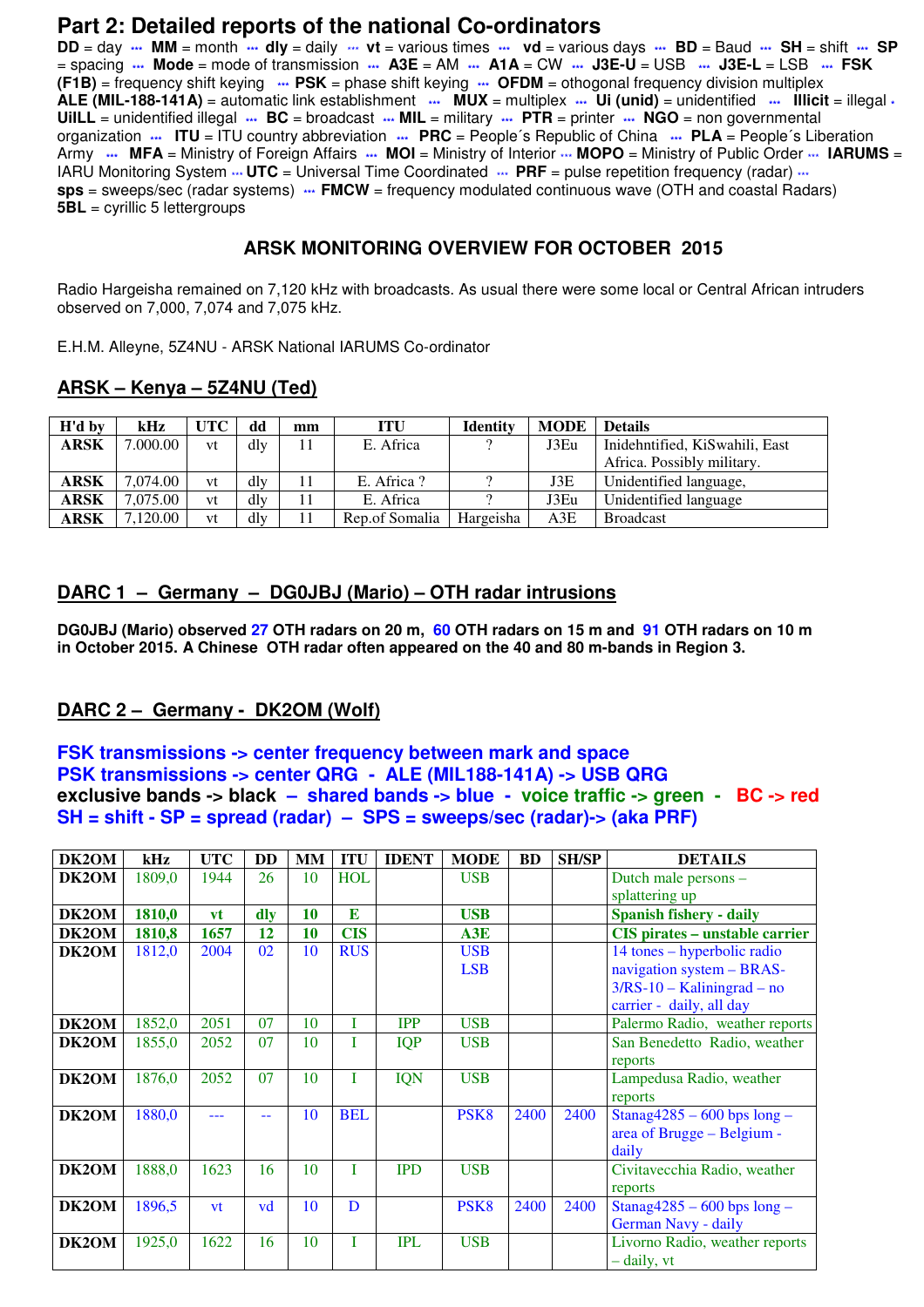# Part 2: Detailed reports of the national Co-ordinators

**DD** = day ··· **MM** = month ··· **dly** = daily ··· **vt** = various times ··· **vd** = various days ··· **BD** = Baud ··· **SH** = shift ··· **SP** = spacing ··· **Mode** = mode of transmission ··· **A3E** = AM ··· **A1A** = CW ··· **J3E-U** = USB ··· **J3E-L** = LSB ··· **FSK (F1B)** = frequency shift keying ··· **PSK** = phase shift keying ··· **OFDM** = othogonal frequency division multiplex **ALE (MIL-188-141A)** = automatic link establishment ··· **MUX** = multiplex ··· **Ui (unid)** = unidentified ··· **Illicit** = illegal · **UiILL** = unidentified illegal ··· **BC** = broadcast ··· **MIL** = military ··· **PTR** = printer ··· **NGO** = non governmental organization ··· **ITU** = ITU country abbreviation ··· **PRC** = People´s Republic of China ··· **PLA** = People´s Liberation Army ··· **MFA** = Ministry of Foreign Affairs ··· **MOI** = Ministry of Interior ··· **MOPO** = Ministry of Public Order ··· **IARUMS** = IARU Monitoring System ··· **UTC** = Universal Time Coordinated ··· **PRF** = pulse repetition frequency (radar) ··· **sps** = sweeps/sec (radar systems) ··· **FMCW** = frequency modulated continuous wave (OTH and coastal Radars) **5BL** = cyrillic 5 lettergroups

### ARSK MONITORING OVERVIEW FOR OCTOBER 2015

Radio Hargeisha remained on 7,120 kHz with broadcasts. As usual there were some local or Central African intruders observed on 7,000, 7,074 and 7,075 kHz.

E.H.M. Alleyne, 5Z4NU - ARSK National IARUMS Co-ordinator

## ARSK – Kenya – 5Z4NU (Ted)

| H'd by | kHz | UTC | dd | mm | ITU | Identity | MODE | Details |
|---|---|---|---|---|---|---|---|---|
| ARSK | 7.000.00 | vt | dly | 11 | E. Africa | ? | J3Eu | Inidehntified, KiSwahili, East Africa. Possibly military. |
| ARSK | 7,074.00 | vt | dly | 11 | E. Africa ? | ? | J3E | Unidentified language, |
| ARSK | 7,075.00 | vt | dly | 11 | E. Africa | ? | J3Eu | Unidentified language |
| ARSK | 7,120.00 | vt | dly | 11 | Rep.of Somalia | Hargeisha | A3E | Broadcast |

## DARC 1 – Germany – DG0JBJ (Mario) – OTH radar intrusions

**DG0JBJ (Mario) observed 27 OTH radars on 20 m, 60 OTH radars on 15 m and 91 OTH radars on 10 m in October 2015. A Chinese OTH radar often appeared on the 40 and 80 m-bands in Region 3.**

## DARC 2 – Germany - DK2OM (Wolf)

**FSK transmissions -> center frequency between mark and space**
**PSK transmissions -> center QRG - ALE (MIL188-141A) -> USB QRG**
**exclusive bands -> black – shared bands -> blue - voice traffic -> green - BC -> red**
**SH = shift - SP = spread (radar) – SPS = sweeps/sec (radar)-> (aka PRF)**

| DK2OM | kHz | UTC | DD | MM | ITU | IDENT | MODE | BD | SH/SP | DETAILS |
|---|---|---|---|---|---|---|---|---|---|---|
| DK2OM | 1809,0 | 1944 | 26 | 10 | HOL | | USB | | | Dutch male persons – splattering up |
| **DK2OM** | **1810,0** | **vt** | **dly** | **10** | **E** | | **USB** | | | **Spanish fishery - daily** |
| **DK2OM** | **1810,8** | **1657** | **12** | **10** | **CIS** | | **A3E** | | | **CIS pirates – unstable carrier** |
| DK2OM | 1812,0 | 2004 | 02 | 10 | RUS | | USB LSB | | | 14 tones – hyperbolic radio navigation system – BRAS-3/RS-10 – Kaliningrad – no carrier - daily, all day |
| DK2OM | 1852,0 | 2051 | 07 | 10 | I | IPP | USB | | | Palermo Radio, weather reports |
| DK2OM | 1855,0 | 2052 | 07 | 10 | I | IQP | USB | | | San Benedetto Radio, weather reports |
| DK2OM | 1876,0 | 2052 | 07 | 10 | I | IQN | USB | | | Lampedusa Radio, weather reports |
| DK2OM | 1880,0 | --- | -- | 10 | BEL | | PSK8 | 2400 | 2400 | Stanag4285 – 600 bps long – area of Brugge – Belgium - daily |
| DK2OM | 1888,0 | 1623 | 16 | 10 | I | IPD | USB | | | Civitavecchia Radio, weather reports |
| DK2OM | 1896,5 | vt | vd | 10 | D | | PSK8 | 2400 | 2400 | Stanag4285 – 600 bps long – German Navy - daily |
| DK2OM | 1925,0 | 1622 | 16 | 10 | I | IPL | USB | | | Livorno Radio, weather reports – daily, vt |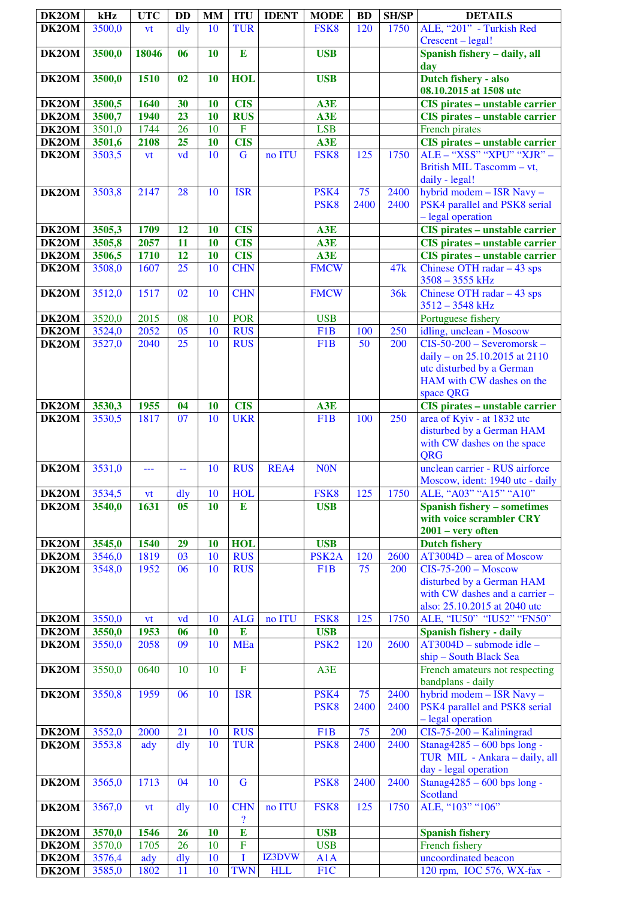| DK2OM | kHz | UTC | DD | MM | ITU | IDENT | MODE | BD | SH/SP | DETAILS |
|---|---|---|---|---|---|---|---|---|---|---|
| DK2OM | 3500,0 | vt | dly | 10 | TUR | | FSK8 | 120 | 1750 | ALE, "201" - Turkish Red Crescent – legal! |
| **DK2OM** | **3500,0** | **18046** | **06** | **10** | **E** | | **USB** | | | **Spanish fishery – daily, all day** |
| **DK2OM** | **3500,0** | **1510** | **02** | **10** | **HOL** | | **USB** | | | **Dutch fishery - also 08.10.2015 at 1508 utc** |
| **DK2OM** | **3500,5** | **1640** | **30** | **10** | **CIS** | | **A3E** | | | **CIS pirates – unstable carrier** |
| **DK2OM** | **3500,7** | **1940** | **23** | **10** | **RUS** | | **A3E** | | | **CIS pirates – unstable carrier** |
| DK2OM | 3501,0 | 1744 | 26 | 10 | F | | LSB | | | French pirates |
| **DK2OM** | **3501,6** | **2108** | **25** | **10** | **CIS** | | **A3E** | | | **CIS pirates – unstable carrier** |
| DK2OM | 3503,5 | vt | vd | 10 | G | no ITU | FSK8 | 125 | 1750 | ALE – "XSS" "XPU" "XJR" – British MIL Tascomm – vt, daily - legal! |
| DK2OM | 3503,8 | 2147 | 28 | 10 | ISR | | PSK4 PSK8 | 75 2400 | 2400 2400 | hybrid modem – ISR Navy – PSK4 parallel and PSK8 serial – legal operation |
| **DK2OM** | **3505,3** | **1709** | **12** | **10** | **CIS** | | **A3E** | | | **CIS pirates – unstable carrier** |
| **DK2OM** | **3505,8** | **2057** | **11** | **10** | **CIS** | | **A3E** | | | **CIS pirates – unstable carrier** |
| **DK2OM** | **3506,5** | **1710** | **12** | **10** | **CIS** | | **A3E** | | | **CIS pirates – unstable carrier** |
| DK2OM | 3508,0 | 1607 | 25 | 10 | CHN | | FMCW | | 47k | Chinese OTH radar – 43 sps 3508 – 3555 kHz |
| DK2OM | 3512,0 | 1517 | 02 | 10 | CHN | | FMCW | | 36k | Chinese OTH radar – 43 sps 3512 – 3548 kHz |
| DK2OM | 3520,0 | 2015 | 08 | 10 | POR | | USB | | | Portuguese fishery |
| DK2OM | 3524,0 | 2052 | 05 | 10 | RUS | | F1B | 100 | 250 | idling, unclean - Moscow |
| DK2OM | 3527,0 | 2040 | 25 | 10 | RUS | | F1B | 50 | 200 | CIS-50-200 – Severomorsk – daily – on 25.10.2015 at 2110 utc disturbed by a German HAM with CW dashes on the space QRG |
| **DK2OM** | **3530,3** | **1955** | **04** | **10** | **CIS** | | **A3E** | | | **CIS pirates – unstable carrier** |
| DK2OM | 3530,5 | 1817 | 07 | 10 | UKR | | F1B | 100 | 250 | area of Kyiv - at 1832 utc disturbed by a German HAM with CW dashes on the space QRG |
| DK2OM | 3531,0 | --- | -- | 10 | RUS | REA4 | N0N | | | unclean carrier - RUS airforce Moscow, ident: 1940 utc - daily |
| DK2OM | 3534,5 | vt | dly | 10 | HOL | | FSK8 | 125 | 1750 | ALE, "A03" "A15" "A10" |
| **DK2OM** | **3540,0** | **1631** | **05** | **10** | **E** | | **USB** | | | **Spanish fishery – sometimes with voice scrambler CRY 2001 – very often** |
| **DK2OM** | **3545,0** | **1540** | **29** | **10** | **HOL** | | **USB** | | | **Dutch fishery** |
| DK2OM | 3546,0 | 1819 | 03 | 10 | RUS | | PSK2A | 120 | 2600 | AT3004D – area of Moscow |
| DK2OM | 3548,0 | 1952 | 06 | 10 | RUS | | F1B | 75 | 200 | CIS-75-200 – Moscow disturbed by a German HAM with CW dashes and a carrier – also: 25.10.2015 at 2040 utc |
| DK2OM | 3550,0 | vt | vd | 10 | ALG | no ITU | FSK8 | 125 | 1750 | ALE, "IU50" "IU52" "FN50" |
| **DK2OM** | **3550,0** | **1953** | **06** | **10** | **E** | | **USB** | | | **Spanish fishery - daily** |
| DK2OM | 3550,0 | 2058 | 09 | 10 | MEa | | PSK2 | 120 | 2600 | AT3004D – submode idle – ship – South Black Sea |
| DK2OM | 3550,0 | 0640 | 10 | 10 | F | | A3E | | | French amateurs not respecting bandplans - daily |
| DK2OM | 3550,8 | 1959 | 06 | 10 | ISR | | PSK4 PSK8 | 75 2400 | 2400 2400 | hybrid modem – ISR Navy – PSK4 parallel and PSK8 serial – legal operation |
| DK2OM | 3552,0 | 2000 | 21 | 10 | RUS | | F1B | 75 | 200 | CIS-75-200 – Kaliningrad |
| DK2OM | 3553,8 | ady | dly | 10 | TUR | | PSK8 | 2400 | 2400 | Stanag4285 – 600 bps long - TUR MIL - Ankara – daily, all day - legal operation |
| DK2OM | 3565,0 | 1713 | 04 | 10 | G | | PSK8 | 2400 | 2400 | Stanag4285 – 600 bps long - Scotland |
| DK2OM | 3567,0 | vt | dly | 10 | CHN ? | no ITU | FSK8 | 125 | 1750 | ALE, "103" "106" |
| **DK2OM** | **3570,0** | **1546** | **26** | **10** | **E** | | **USB** | | | **Spanish fishery** |
| DK2OM | 3570,0 | 1705 | 26 | 10 | F | | USB | | | French fishery |
| DK2OM | 3576,4 | ady | dly | 10 | I | IZ3DVW | A1A | | | uncoordinated beacon |
| DK2OM | 3585,0 | 1802 | 11 | 10 | TWN | HLL | F1C | | | 120 rpm, IOC 576, WX-fax - |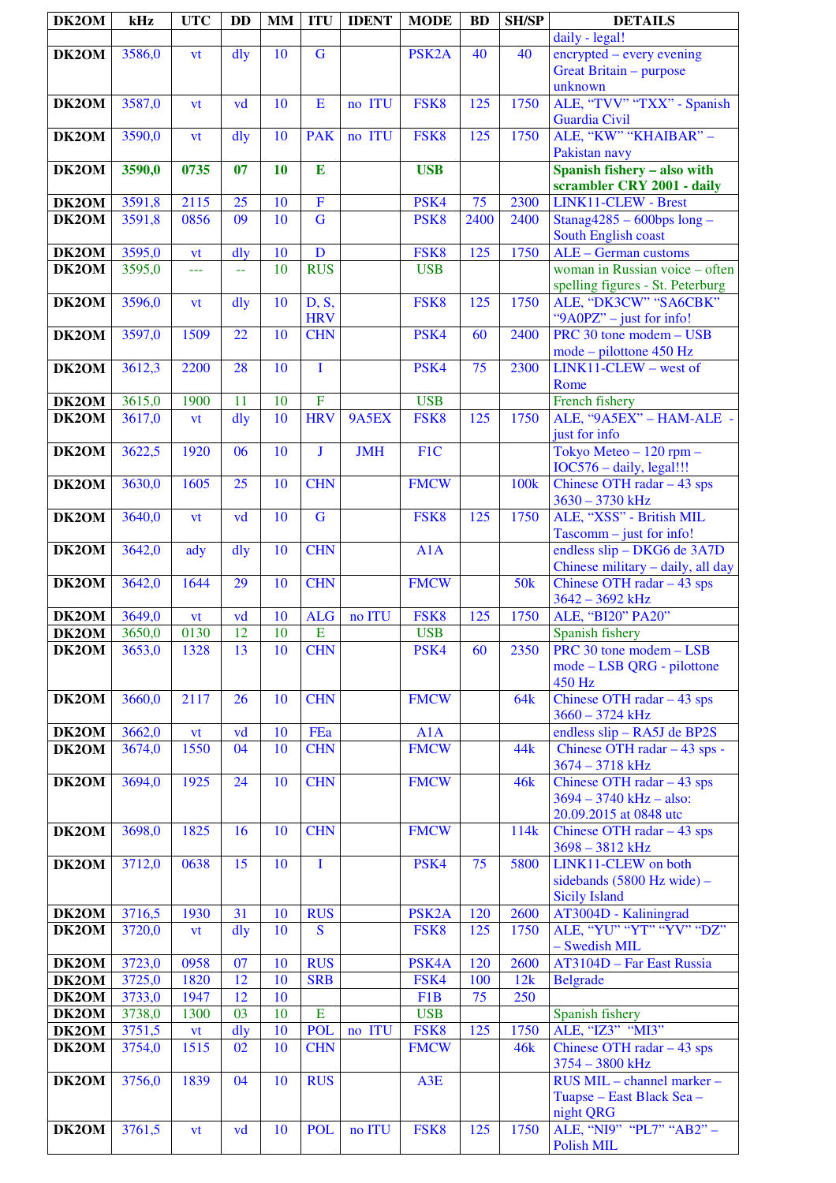| DK2OM | kHz | UTC | DD | MM | ITU | IDENT | MODE | BD | SH/SP | DETAILS |
|---|---|---|---|---|---|---|---|---|---|---|
| | | | | | | | | | | daily - legal! |
| DK2OM | 3586,0 | vt | dly | 10 | G | | PSK2A | 40 | 40 | encrypted – every evening Great Britain – purpose unknown |
| DK2OM | 3587,0 | vt | vd | 10 | E | no ITU | FSK8 | 125 | 1750 | ALE, "TVV" "TXX" - Spanish Guardia Civil |
| DK2OM | 3590,0 | vt | dly | 10 | PAK | no ITU | FSK8 | 125 | 1750 | ALE, "KW" "KHAIBAR" – Pakistan navy |
| **DK2OM** | **3590,0** | **0735** | **07** | **10** | **E** | | **USB** | | | **Spanish fishery – also with scrambler CRY 2001 - daily** |
| DK2OM | 3591,8 | 2115 | 25 | 10 | F | | PSK4 | 75 | 2300 | LINK11-CLEW - Brest |
| DK2OM | 3591,8 | 0856 | 09 | 10 | G | | PSK8 | 2400 | 2400 | Stanag4285 – 600bps long – South English coast |
| DK2OM | 3595,0 | vt | dly | 10 | D | | FSK8 | 125 | 1750 | ALE – German customs |
| DK2OM | 3595,0 | --- | -- | 10 | RUS | | USB | | | woman in Russian voice – often spelling figures - St. Peterburg |
| DK2OM | 3596,0 | vt | dly | 10 | D, S, HRV | | FSK8 | 125 | 1750 | ALE, "DK3CW" "SA6CBK" "9A0PZ" – just for info! |
| DK2OM | 3597,0 | 1509 | 22 | 10 | CHN | | PSK4 | 60 | 2400 | PRC 30 tone modem – USB mode – pilottone 450 Hz |
| DK2OM | 3612,3 | 2200 | 28 | 10 | I | | PSK4 | 75 | 2300 | LINK11-CLEW – west of Rome |
| DK2OM | 3615,0 | 1900 | 11 | 10 | F | | USB | | | French fishery |
| DK2OM | 3617,0 | vt | dly | 10 | HRV | 9A5EX | FSK8 | 125 | 1750 | ALE, "9A5EX" – HAM-ALE - just for info |
| DK2OM | 3622,5 | 1920 | 06 | 10 | J | JMH | F1C | | | Tokyo Meteo – 120 rpm – IOC576 – daily, legal!!! |
| DK2OM | 3630,0 | 1605 | 25 | 10 | CHN | | FMCW | | 100k | Chinese OTH radar – 43 sps 3630 – 3730 kHz |
| DK2OM | 3640,0 | vt | vd | 10 | G | | FSK8 | 125 | 1750 | ALE, "XSS" - British MIL Tascomm – just for info! |
| DK2OM | 3642,0 | ady | dly | 10 | CHN | | A1A | | | endless slip – DKG6 de 3A7D Chinese military – daily, all day |
| DK2OM | 3642,0 | 1644 | 29 | 10 | CHN | | FMCW | | 50k | Chinese OTH radar – 43 sps 3642 – 3692 kHz |
| DK2OM | 3649,0 | vt | vd | 10 | ALG | no ITU | FSK8 | 125 | 1750 | ALE, "BI20" PA20" |
| DK2OM | 3650,0 | 0130 | 12 | 10 | E | | USB | | | Spanish fishery |
| DK2OM | 3653,0 | 1328 | 13 | 10 | CHN | | PSK4 | 60 | 2350 | PRC 30 tone modem – LSB mode – LSB QRG - pilottone 450 Hz |
| DK2OM | 3660,0 | 2117 | 26 | 10 | CHN | | FMCW | | 64k | Chinese OTH radar – 43 sps 3660 – 3724 kHz |
| DK2OM | 3662,0 | vt | vd | 10 | FEa | | A1A | | | endless slip – RA5J de BP2S |
| DK2OM | 3674,0 | 1550 | 04 | 10 | CHN | | FMCW | | 44k | Chinese OTH radar – 43 sps - 3674 – 3718 kHz |
| DK2OM | 3694,0 | 1925 | 24 | 10 | CHN | | FMCW | | 46k | Chinese OTH radar – 43 sps 3694 – 3740 kHz – also: 20.09.2015 at 0848 utc |
| DK2OM | 3698,0 | 1825 | 16 | 10 | CHN | | FMCW | | 114k | Chinese OTH radar – 43 sps 3698 – 3812 kHz |
| DK2OM | 3712,0 | 0638 | 15 | 10 | I | | PSK4 | 75 | 5800 | LINK11-CLEW on both sidebands (5800 Hz wide) – Sicily Island |
| DK2OM | 3716,5 | 1930 | 31 | 10 | RUS | | PSK2A | 120 | 2600 | AT3004D - Kaliningrad |
| DK2OM | 3720,0 | vt | dly | 10 | S | | FSK8 | 125 | 1750 | ALE, "YU" "YT" "YV" "DZ" – Swedish MIL |
| DK2OM | 3723,0 | 0958 | 07 | 10 | RUS | | PSK4A | 120 | 2600 | AT3104D – Far East Russia |
| DK2OM | 3725,0 | 1820 | 12 | 10 | SRB | | FSK4 | 100 | 12k | Belgrade |
| DK2OM | 3733,0 | 1947 | 12 | 10 | | | F1B | 75 | 250 | |
| DK2OM | 3738,0 | 1300 | 03 | 10 | E | | USB | | | Spanish fishery |
| DK2OM | 3751,5 | vt | dly | 10 | POL | no ITU | FSK8 | 125 | 1750 | ALE, "IZ3" "MI3" |
| DK2OM | 3754,0 | 1515 | 02 | 10 | CHN | | FMCW | | 46k | Chinese OTH radar – 43 sps 3754 – 3800 kHz |
| DK2OM | 3756,0 | 1839 | 04 | 10 | RUS | | A3E | | | RUS MIL – channel marker – Tuapse – East Black Sea – night QRG |
| DK2OM | 3761,5 | vt | vd | 10 | POL | no ITU | FSK8 | 125 | 1750 | ALE, "NI9" "PL7" "AB2" – Polish MIL |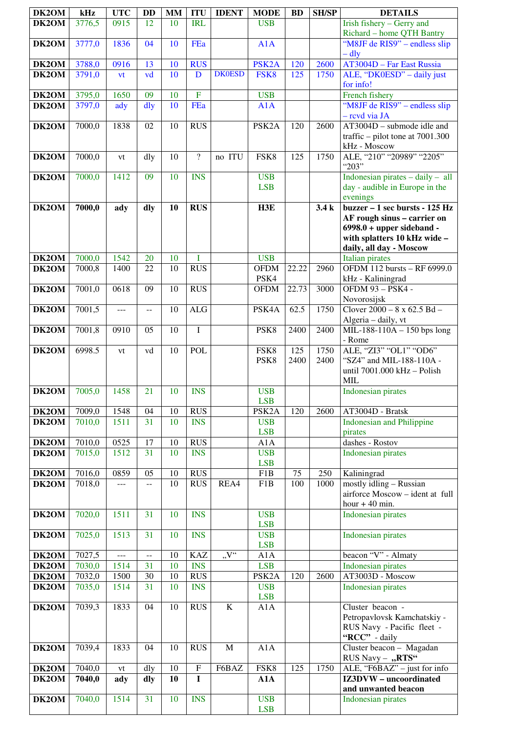| DK2OM | kHz | UTC | DD | MM | ITU | IDENT | MODE | BD | SH/SP | DETAILS |
|---|---|---|---|---|---|---|---|---|---|---|
| DK2OM | 3776,5 | 0915 | 12 | 10 | IRL | | USB | | | Irish fishery – Gerry and Richard – home QTH Bantry |
| DK2OM | 3777,0 | 1836 | 04 | 10 | FEa | | A1A | | | "M8JF de RIS9" – endless slip – dly |
| DK2OM | 3788,0 | 0916 | 13 | 10 | RUS | | PSK2A | 120 | 2600 | AT3004D – Far East Russia |
| DK2OM | 3791,0 | vt | vd | 10 | D | DK0ESD | FSK8 | 125 | 1750 | ALE, "DK0ESD" – daily just for info! |
| DK2OM | 3795,0 | 1650 | 09 | 10 | F | | USB | | | French fishery |
| DK2OM | 3797,0 | ady | dly | 10 | FEa | | A1A | | | "M8JF de RIS9" – endless slip – rcvd via JA |
| DK2OM | 7000,0 | 1838 | 02 | 10 | RUS | | PSK2A | 120 | 2600 | AT3004D – submode idle and traffic – pilot tone at 7001.300 kHz - Moscow |
| DK2OM | 7000,0 | vt | dly | 10 | ? | no ITU | FSK8 | 125 | 1750 | ALE, "210" "20989" "2205" "203" |
| DK2OM | 7000,0 | 1412 | 09 | 10 | INS | | USB LSB | | | Indonesian pirates – daily – all day - audible in Europe in the evenings |
| **DK2OM** | **7000,0** | **ady** | **dly** | **10** | **RUS** | | **H3E** | | **3.4 k** | **buzzer – 1 sec bursts - 125 Hz AF rough sinus – carrier on 6998.0 + upper sideband - with splatters 10 kHz wide – daily, all day - Moscow** |
| DK2OM | 7000,0 | 1542 | 20 | 10 | I | | USB | | | Italian pirates |
| DK2OM | 7000,8 | 1400 | 22 | 10 | RUS | | OFDM PSK4 | 22.22 | 2960 | OFDM 112 bursts – RF 6999.0 kHz - Kaliningrad |
| DK2OM | 7001,0 | 0618 | 09 | 10 | RUS | | OFDM | 22.73 | 3000 | OFDM 93 – PSK4 - Novorosijsk |
| DK2OM | 7001,5 | --- | -- | 10 | ALG | | PSK4A | 62.5 | 1750 | Clover 2000 – 8 x 62.5 Bd – Algeria – daily, vt |
| DK2OM | 7001,8 | 0910 | 05 | 10 | I | | PSK8 | 2400 | 2400 | MIL-188-110A – 150 bps long - Rome |
| DK2OM | 6998.5 | vt | vd | 10 | POL | | FSK8 PSK8 | 125 2400 | 1750 2400 | ALE, "ZI3" "OL1" "OD6" "SZ4" and MIL-188-110A - until 7001.000 kHz – Polish MIL |
| DK2OM | 7005,0 | 1458 | 21 | 10 | INS | | USB LSB | | | Indonesian pirates |
| DK2OM | 7009,0 | 1548 | 04 | 10 | RUS | | PSK2A | 120 | 2600 | AT3004D - Bratsk |
| DK2OM | 7010,0 | 1511 | 31 | 10 | INS | | USB LSB | | | Indonesian and Philippine pirates |
| DK2OM | 7010,0 | 0525 | 17 | 10 | RUS | | A1A | | | dashes - Rostov |
| DK2OM | 7015,0 | 1512 | 31 | 10 | INS | | USB LSB | | | Indonesian pirates |
| DK2OM | 7016,0 | 0859 | 05 | 10 | RUS | | F1B | 75 | 250 | Kaliningrad |
| DK2OM | 7018,0 | --- | -- | 10 | RUS | REA4 | F1B | 100 | 1000 | mostly idling – Russian airforce Moscow – ident at full hour + 40 min. |
| DK2OM | 7020,0 | 1511 | 31 | 10 | INS | | USB LSB | | | Indonesian pirates |
| DK2OM | 7025,0 | 1513 | 31 | 10 | INS | | USB LSB | | | Indonesian pirates |
| DK2OM | 7027,5 | --- | -- | 10 | KAZ | „V" | A1A | | | beacon "V" - Almaty |
| DK2OM | 7030,0 | 1514 | 31 | 10 | INS | | LSB | | | Indonesian pirates |
| DK2OM | 7032,0 | 1500 | 30 | 10 | RUS | | PSK2A | 120 | 2600 | AT3003D - Moscow |
| DK2OM | 7035,0 | 1514 | 31 | 10 | INS | | USB LSB | | | Indonesian pirates |
| DK2OM | 7039,3 | 1833 | 04 | 10 | RUS | K | A1A | | | Cluster beacon - Petropavlovsk Kamchatskiy - RUS Navy - Pacific fleet - **"RCC"** - daily |
| DK2OM | 7039,4 | 1833 | 04 | 10 | RUS | M | A1A | | | Cluster beacon – Magadan RUS Navy – **„RTS"** |
| DK2OM | 7040,0 | vt | dly | 10 | F | F6BAZ | FSK8 | 125 | 1750 | ALE, "F6BAZ" – just for info |
| **DK2OM** | **7040,0** | **ady** | **dly** | **10** | **I** | | **A1A** | | | **IZ3DVW – uncoordinated and unwanted beacon** |
| DK2OM | 7040,0 | 1514 | 31 | 10 | INS | | USB LSB | | | Indonesian pirates |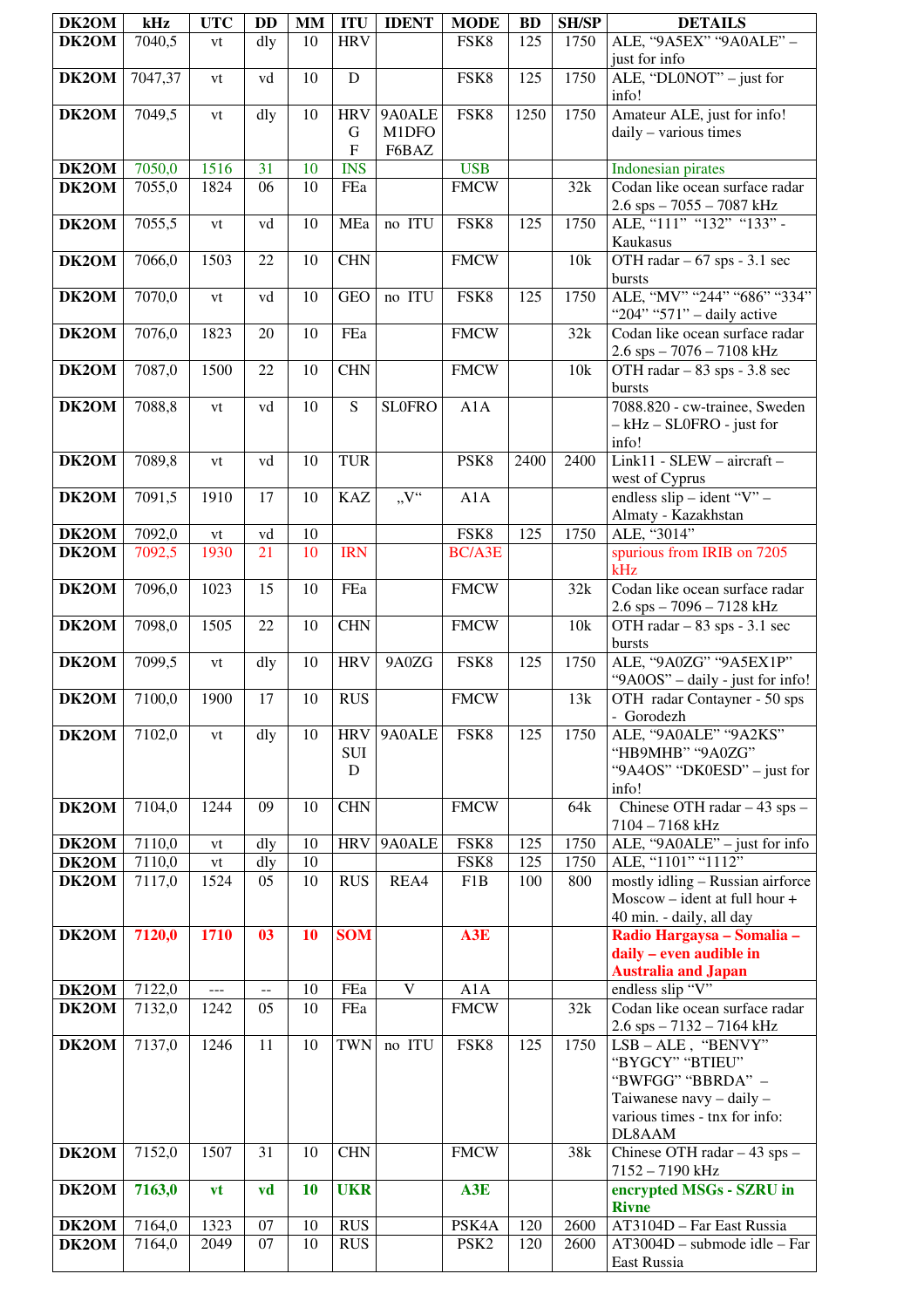| DK2OM | kHz | UTC | DD | MM | ITU | IDENT | MODE | BD | SH/SP | DETAILS |
|---|---|---|---|---|---|---|---|---|---|---|
| DK2OM | 7040,5 | vt | dly | 10 | HRV | | FSK8 | 125 | 1750 | ALE, "9A5EX" "9A0ALE" – just for info |
| DK2OM | 7047,37 | vt | vd | 10 | D | | FSK8 | 125 | 1750 | ALE, "DL0NOT" – just for info! |
| DK2OM | 7049,5 | vt | dly | 10 | HRV G F | 9A0ALE M1DFO F6BAZ | FSK8 | 1250 | 1750 | Amateur ALE, just for info! daily – various times |
| DK2OM | 7050,0 | 1516 | 31 | 10 | INS | | USB | | | Indonesian pirates |
| DK2OM | 7055,0 | 1824 | 06 | 10 | FEa | | FMCW | | 32k | Codan like ocean surface radar 2.6 sps – 7055 – 7087 kHz |
| DK2OM | 7055,5 | vt | vd | 10 | MEa | no ITU | FSK8 | 125 | 1750 | ALE, "111" "132" "133" - Kaukasus |
| DK2OM | 7066,0 | 1503 | 22 | 10 | CHN | | FMCW | | 10k | OTH radar – 67 sps - 3.1 sec bursts |
| DK2OM | 7070,0 | vt | vd | 10 | GEO | no ITU | FSK8 | 125 | 1750 | ALE, "MV" "244" "686" "334" "204" "571" – daily active |
| DK2OM | 7076,0 | 1823 | 20 | 10 | FEa | | FMCW | | 32k | Codan like ocean surface radar 2.6 sps – 7076 – 7108 kHz |
| DK2OM | 7087,0 | 1500 | 22 | 10 | CHN | | FMCW | | 10k | OTH radar – 83 sps - 3.8 sec bursts |
| DK2OM | 7088,8 | vt | vd | 10 | S | SL0FRO | A1A | | | 7088.820 - cw-trainee, Sweden – kHz – SL0FRO - just for info! |
| DK2OM | 7089,8 | vt | vd | 10 | TUR | | PSK8 | 2400 | 2400 | Link11 - SLEW – aircraft – west of Cyprus |
| DK2OM | 7091,5 | 1910 | 17 | 10 | KAZ | „V" | A1A | | | endless slip – ident "V" – Almaty - Kazakhstan |
| DK2OM | 7092,0 | vt | vd | 10 | | | FSK8 | 125 | 1750 | ALE, "3014" |
| DK2OM | 7092,5 | 1930 | 21 | 10 | IRN | | BC/A3E | | | spurious from IRIB on 7205 kHz |
| DK2OM | 7096,0 | 1023 | 15 | 10 | FEa | | FMCW | | 32k | Codan like ocean surface radar 2.6 sps – 7096 – 7128 kHz |
| DK2OM | 7098,0 | 1505 | 22 | 10 | CHN | | FMCW | | 10k | OTH radar – 83 sps - 3.1 sec bursts |
| DK2OM | 7099,5 | vt | dly | 10 | HRV | 9A0ZG | FSK8 | 125 | 1750 | ALE, "9A0ZG" "9A5EX1P" "9A0OS" – daily - just for info! |
| DK2OM | 7100,0 | 1900 | 17 | 10 | RUS | | FMCW | | 13k | OTH radar Contayner - 50 sps - Gorodezh |
| DK2OM | 7102,0 | vt | dly | 10 | HRV SUI D | 9A0ALE | FSK8 | 125 | 1750 | ALE, "9A0ALE" "9A2KS" "HB9MHB" "9A0ZG" "9A4OS" "DK0ESD" – just for info! |
| DK2OM | 7104,0 | 1244 | 09 | 10 | CHN | | FMCW | | 64k | Chinese OTH radar – 43 sps – 7104 – 7168 kHz |
| DK2OM | 7110,0 | vt | dly | 10 | HRV | 9A0ALE | FSK8 | 125 | 1750 | ALE, "9A0ALE" – just for info |
| DK2OM | 7110,0 | vt | dly | 10 | | | FSK8 | 125 | 1750 | ALE, "1101" "1112" |
| DK2OM | 7117,0 | 1524 | 05 | 10 | RUS | REA4 | F1B | 100 | 800 | mostly idling – Russian airforce Moscow – ident at full hour + 40 min. - daily, all day |
| DK2OM | **7120,0** | **1710** | **03** | **10** | **SOM** | | **A3E** | | | **Radio Hargaysa – Somalia – daily – even audible in Australia and Japan** |
| DK2OM | 7122,0 | --- | -- | 10 | FEa | V | A1A | | | endless slip "V" |
| DK2OM | 7132,0 | 1242 | 05 | 10 | FEa | | FMCW | | 32k | Codan like ocean surface radar 2.6 sps – 7132 – 7164 kHz |
| DK2OM | 7137,0 | 1246 | 11 | 10 | TWN | no ITU | FSK8 | 125 | 1750 | LSB – ALE , "BENVY" "BYGCY" "BTIEU" "BWFGG" "BBRDA" – Taiwanese navy – daily – various times - tnx for info: DL8AAM |
| DK2OM | 7152,0 | 1507 | 31 | 10 | CHN | | FMCW | | 38k | Chinese OTH radar – 43 sps – 7152 – 7190 kHz |
| DK2OM | **7163,0** | **vt** | **vd** | **10** | **UKR** | | **A3E** | | | **encrypted MSGs - SZRU in Rivne** |
| DK2OM | 7164,0 | 1323 | 07 | 10 | RUS | | PSK4A | 120 | 2600 | AT3104D – Far East Russia |
| DK2OM | 7164,0 | 2049 | 07 | 10 | RUS | | PSK2 | 120 | 2600 | AT3004D – submode idle – Far East Russia |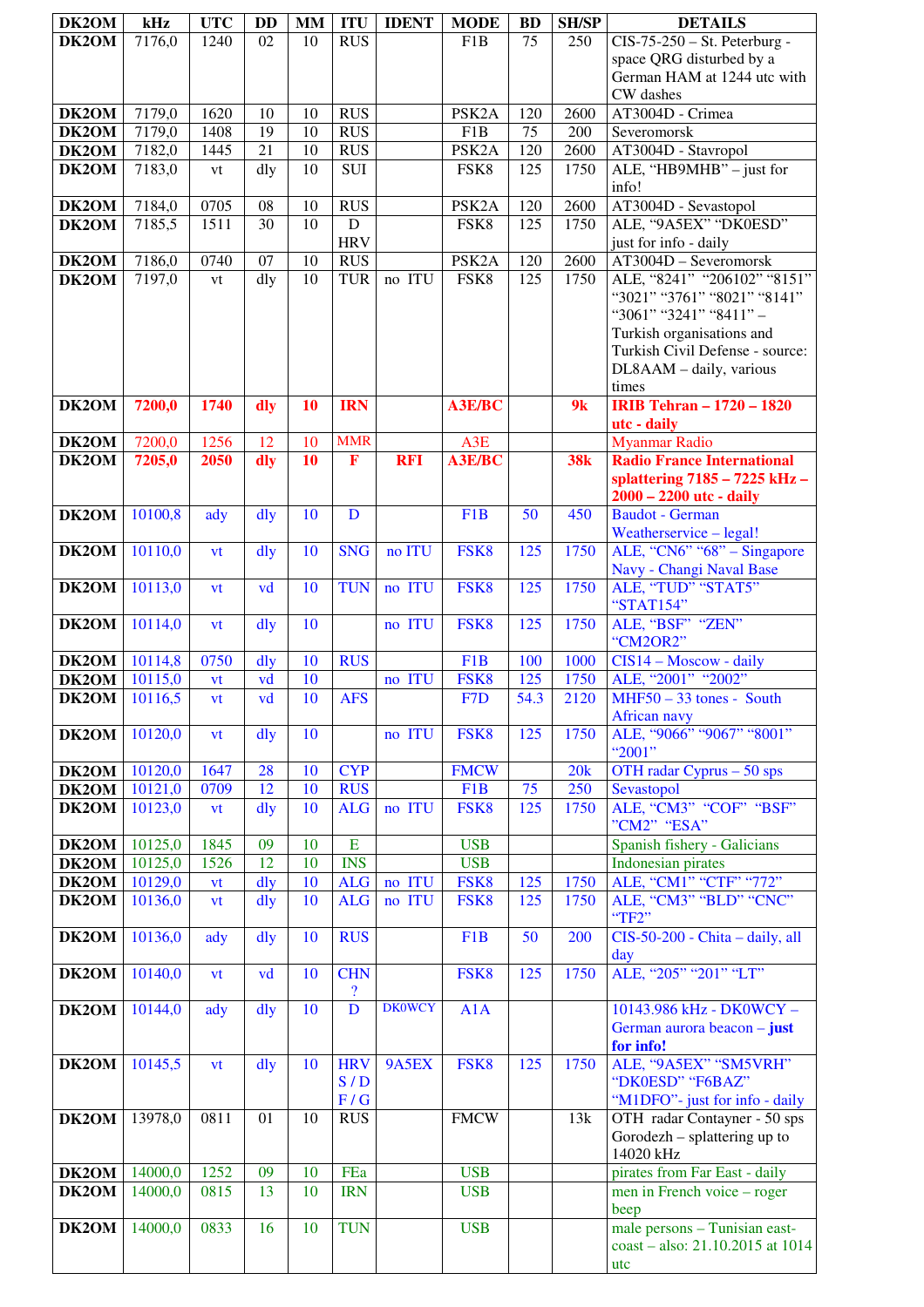| DK2OM | kHz | UTC | DD | MM | ITU | IDENT | MODE | BD | SH/SP | DETAILS |
|---|---|---|---|---|---|---|---|---|---|---|
| DK2OM | 7176,0 | 1240 | 02 | 10 | RUS | | F1B | 75 | 250 | CIS-75-250 – St. Peterburg - space QRG disturbed by a German HAM at 1244 utc with CW dashes |
| DK2OM | 7179,0 | 1620 | 10 | 10 | RUS | | PSK2A | 120 | 2600 | AT3004D - Crimea |
| DK2OM | 7179,0 | 1408 | 19 | 10 | RUS | | F1B | 75 | 200 | Severomorsk |
| DK2OM | 7182,0 | 1445 | 21 | 10 | RUS | | PSK2A | 120 | 2600 | AT3004D - Stavropol |
| DK2OM | 7183,0 | vt | dly | 10 | SUI | | FSK8 | 125 | 1750 | ALE, "HB9MHB" – just for info! |
| DK2OM | 7184,0 | 0705 | 08 | 10 | RUS | | PSK2A | 120 | 2600 | AT3004D - Sevastopol |
| DK2OM | 7185,5 | 1511 | 30 | 10 | D HRV | | FSK8 | 125 | 1750 | ALE, "9A5EX" "DK0ESD" just for info - daily |
| DK2OM | 7186,0 | 0740 | 07 | 10 | RUS | | PSK2A | 120 | 2600 | AT3004D – Severomorsk |
| DK2OM | 7197,0 | vt | dly | 10 | TUR | no ITU | FSK8 | 125 | 1750 | ALE, "8241" "206102" "8151" "3021" "3761" "8021" "8141" "3061" "3241" "8411" – Turkish organisations and Turkish Civil Defense - source: DL8AAM – daily, various times |
| DK2OM | **7200,0** | **1740** | **dly** | **10** | **IRN** | | **A3E/BC** | | **9k** | **IRIB Tehran – 1720 – 1820 utc - daily** |
| DK2OM | 7200,0 | 1256 | 12 | 10 | MMR | | A3E | | | Myanmar Radio |
| DK2OM | **7205,0** | **2050** | **dly** | **10** | **F** | **RFI** | **A3E/BC** | | **38k** | **Radio France International splattering 7185 – 7225 kHz – 2000 – 2200 utc - daily** |
| DK2OM | 10100,8 | ady | dly | 10 | D | | F1B | 50 | 450 | Baudot - German Weatherservice – legal! |
| DK2OM | 10110,0 | vt | dly | 10 | SNG | no ITU | FSK8 | 125 | 1750 | ALE, "CN6" "68" – Singapore Navy - Changi Naval Base |
| DK2OM | 10113,0 | vt | vd | 10 | TUN | no ITU | FSK8 | 125 | 1750 | ALE, "TUD" "STAT5" "STAT154" |
| DK2OM | 10114,0 | vt | dly | 10 | | no ITU | FSK8 | 125 | 1750 | ALE, "BSF" "ZEN" "CM2OR2" |
| DK2OM | 10114,8 | 0750 | dly | 10 | RUS | | F1B | 100 | 1000 | CIS14 – Moscow - daily |
| DK2OM | 10115,0 | vt | vd | 10 | | no ITU | FSK8 | 125 | 1750 | ALE, "2001" "2002" |
| DK2OM | 10116,5 | vt | vd | 10 | AFS | | F7D | 54.3 | 2120 | MHF50 – 33 tones - South African navy |
| DK2OM | 10120,0 | vt | dly | 10 | | no ITU | FSK8 | 125 | 1750 | ALE, "9066" "9067" "8001" "2001" |
| DK2OM | 10120,0 | 1647 | 28 | 10 | CYP | | FMCW | | 20k | OTH radar Cyprus – 50 sps |
| DK2OM | 10121,0 | 0709 | 12 | 10 | RUS | | F1B | 75 | 250 | Sevastopol |
| DK2OM | 10123,0 | vt | dly | 10 | ALG | no ITU | FSK8 | 125 | 1750 | ALE, "CM3" "COF" "BSF" "CM2" "ESA" |
| DK2OM | 10125,0 | 1845 | 09 | 10 | E | | USB | | | Spanish fishery - Galicians |
| DK2OM | 10125,0 | 1526 | 12 | 10 | INS | | USB | | | Indonesian pirates |
| DK2OM | 10129,0 | vt | dly | 10 | ALG | no ITU | FSK8 | 125 | 1750 | ALE, "CM1" "CTF" "772" |
| DK2OM | 10136,0 | vt | dly | 10 | ALG | no ITU | FSK8 | 125 | 1750 | ALE, "CM3" "BLD" "CNC" "TF2" |
| DK2OM | 10136,0 | ady | dly | 10 | RUS | | F1B | 50 | 200 | CIS-50-200 - Chita – daily, all day |
| DK2OM | 10140,0 | vt | vd | 10 | CHN ? | | FSK8 | 125 | 1750 | ALE, "205" "201" "LT" |
| DK2OM | 10144,0 | ady | dly | 10 | D | DK0WCY | A1A | | | 10143.986 kHz - DK0WCY – German aurora beacon – **just for info!** |
| DK2OM | 10145,5 | vt | dly | 10 | HRV S / D F / G | 9A5EX | FSK8 | 125 | 1750 | ALE, "9A5EX" "SM5VRH" "DK0ESD" "F6BAZ" "M1DFO"- just for info - daily |
| DK2OM | 13978,0 | 0811 | 01 | 10 | RUS | | FMCW | | 13k | OTH radar Contayner - 50 sps Gorodezh – splattering up to 14020 kHz |
| DK2OM | 14000,0 | 1252 | 09 | 10 | FEa | | USB | | | pirates from Far East - daily |
| DK2OM | 14000,0 | 0815 | 13 | 10 | IRN | | USB | | | men in French voice – roger beep |
| DK2OM | 14000,0 | 0833 | 16 | 10 | TUN | | USB | | | male persons – Tunisian east-coast – also: 21.10.2015 at 1014 utc |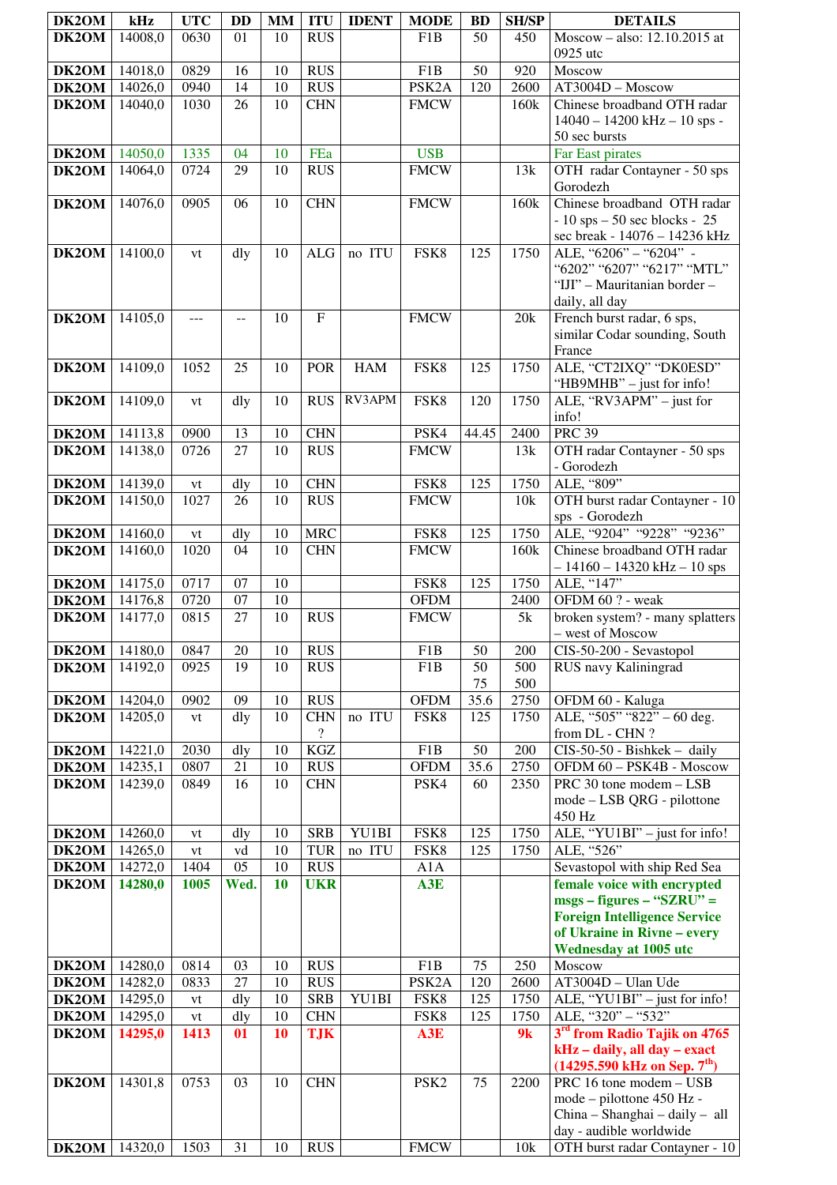| DK2OM | kHz | UTC | DD | MM | ITU | IDENT | MODE | BD | SH/SP | DETAILS |
|---|---|---|---|---|---|---|---|---|---|---|
| DK2OM | 14008,0 | 0630 | 01 | 10 | RUS | | F1B | 50 | 450 | Moscow – also: 12.10.2015 at 0925 utc |
| DK2OM | 14018,0 | 0829 | 16 | 10 | RUS | | F1B | 50 | 920 | Moscow |
| DK2OM | 14026,0 | 0940 | 14 | 10 | RUS | | PSK2A | 120 | 2600 | AT3004D – Moscow |
| DK2OM | 14040,0 | 1030 | 26 | 10 | CHN | | FMCW | | 160k | Chinese broadband OTH radar 14040 – 14200 kHz – 10 sps - 50 sec bursts |
| DK2OM | 14050,0 | 1335 | 04 | 10 | FEa | | USB | | | Far East pirates |
| DK2OM | 14064,0 | 0724 | 29 | 10 | RUS | | FMCW | | 13k | OTH radar Contayner - 50 sps Gorodezh |
| DK2OM | 14076,0 | 0905 | 06 | 10 | CHN | | FMCW | | 160k | Chinese broadband OTH radar - 10 sps – 50 sec blocks - 25 sec break - 14076 – 14236 kHz |
| DK2OM | 14100,0 | vt | dly | 10 | ALG | no ITU | FSK8 | 125 | 1750 | ALE, “6206” – “6204” - “6202” “6207” “6217” “MTL” “IJI” – Mauritanian border – daily, all day |
| DK2OM | 14105,0 | --- | -- | 10 | F | | FMCW | | 20k | French burst radar, 6 sps, similar Codar sounding, South France |
| DK2OM | 14109,0 | 1052 | 25 | 10 | POR | HAM | FSK8 | 125 | 1750 | ALE, “CT2IXQ” “DK0ESD” “HB9MHB” – just for info! |
| DK2OM | 14109,0 | vt | dly | 10 | RUS | RV3APM | FSK8 | 120 | 1750 | ALE, “RV3APM” – just for info! |
| DK2OM | 14113,8 | 0900 | 13 | 10 | CHN | | PSK4 | 44.45 | 2400 | PRC 39 |
| DK2OM | 14138,0 | 0726 | 27 | 10 | RUS | | FMCW | | 13k | OTH radar Contayner - 50 sps - Gorodezh |
| DK2OM | 14139,0 | vt | dly | 10 | CHN | | FSK8 | 125 | 1750 | ALE, “809” |
| DK2OM | 14150,0 | 1027 | 26 | 10 | RUS | | FMCW | | 10k | OTH burst radar Contayner - 10 sps - Gorodezh |
| DK2OM | 14160,0 | vt | dly | 10 | MRC | | FSK8 | 125 | 1750 | ALE, “9204” “9228” “9236” |
| DK2OM | 14160,0 | 1020 | 04 | 10 | CHN | | FMCW | | 160k | Chinese broadband OTH radar – 14160 – 14320 kHz – 10 sps |
| DK2OM | 14175,0 | 0717 | 07 | 10 | | | FSK8 | 125 | 1750 | ALE, “147” |
| DK2OM | 14176,8 | 0720 | 07 | 10 | | | OFDM | | 2400 | OFDM 60 ? - weak |
| DK2OM | 14177,0 | 0815 | 27 | 10 | RUS | | FMCW | | 5k | broken system? - many splatters – west of Moscow |
| DK2OM | 14180,0 | 0847 | 20 | 10 | RUS | | F1B | 50 | 200 | CIS-50-200 - Sevastopol |
| DK2OM | 14192,0 | 0925 | 19 | 10 | RUS | | F1B | 50 75 | 500 500 | RUS navy Kaliningrad |
| DK2OM | 14204,0 | 0902 | 09 | 10 | RUS | | OFDM | 35.6 | 2750 | OFDM 60 - Kaluga |
| DK2OM | 14205,0 | vt | dly | 10 | CHN ? | no ITU | FSK8 | 125 | 1750 | ALE, “505” “822” – 60 deg. from DL - CHN ? |
| DK2OM | 14221,0 | 2030 | dly | 10 | KGZ | | F1B | 50 | 200 | CIS-50-50 - Bishkek – daily |
| DK2OM | 14235,1 | 0807 | 21 | 10 | RUS | | OFDM | 35.6 | 2750 | OFDM 60 – PSK4B - Moscow |
| DK2OM | 14239,0 | 0849 | 16 | 10 | CHN | | PSK4 | 60 | 2350 | PRC 30 tone modem – LSB mode – LSB QRG - pilottone 450 Hz |
| DK2OM | 14260,0 | vt | dly | 10 | SRB | YU1BI | FSK8 | 125 | 1750 | ALE, “YU1BI” – just for info! |
| DK2OM | 14265,0 | vt | vd | 10 | TUR | no ITU | FSK8 | 125 | 1750 | ALE, “526” |
| DK2OM | 14272,0 | 1404 | 05 | 10 | RUS | | A1A | | | Sevastopol with ship Red Sea |
| DK2OM | **14280,0** | **1005** | **Wed.** | **10** | **UKR** | | **A3E** | | | **female voice with encrypted msgs – figures – “SZRU” = Foreign Intelligence Service of Ukraine in Rivne – every Wednesday at 1005 utc** |
| DK2OM | 14280,0 | 0814 | 03 | 10 | RUS | | F1B | 75 | 250 | Moscow |
| DK2OM | 14282,0 | 0833 | 27 | 10 | RUS | | PSK2A | 120 | 2600 | AT3004D – Ulan Ude |
| DK2OM | 14295,0 | vt | dly | 10 | SRB | YU1BI | FSK8 | 125 | 1750 | ALE, “YU1BI” – just for info! |
| DK2OM | 14295,0 | vt | dly | 10 | CHN | | FSK8 | 125 | 1750 | ALE, “320” – “532” |
| DK2OM | **14295,0** | **1413** | **01** | **10** | **TJK** | | **A3E** | | **9k** | **3rd from Radio Tajik on 4765 kHz – daily, all day – exact (14295.590 kHz on Sep. 7th)** |
| DK2OM | 14301,8 | 0753 | 03 | 10 | CHN | | PSK2 | 75 | 2200 | PRC 16 tone modem – USB mode – pilottone 450 Hz - China – Shanghai – daily – all day - audible worldwide |
| DK2OM | 14320,0 | 1503 | 31 | 10 | RUS | | FMCW | | 10k | OTH burst radar Contayner - 10 |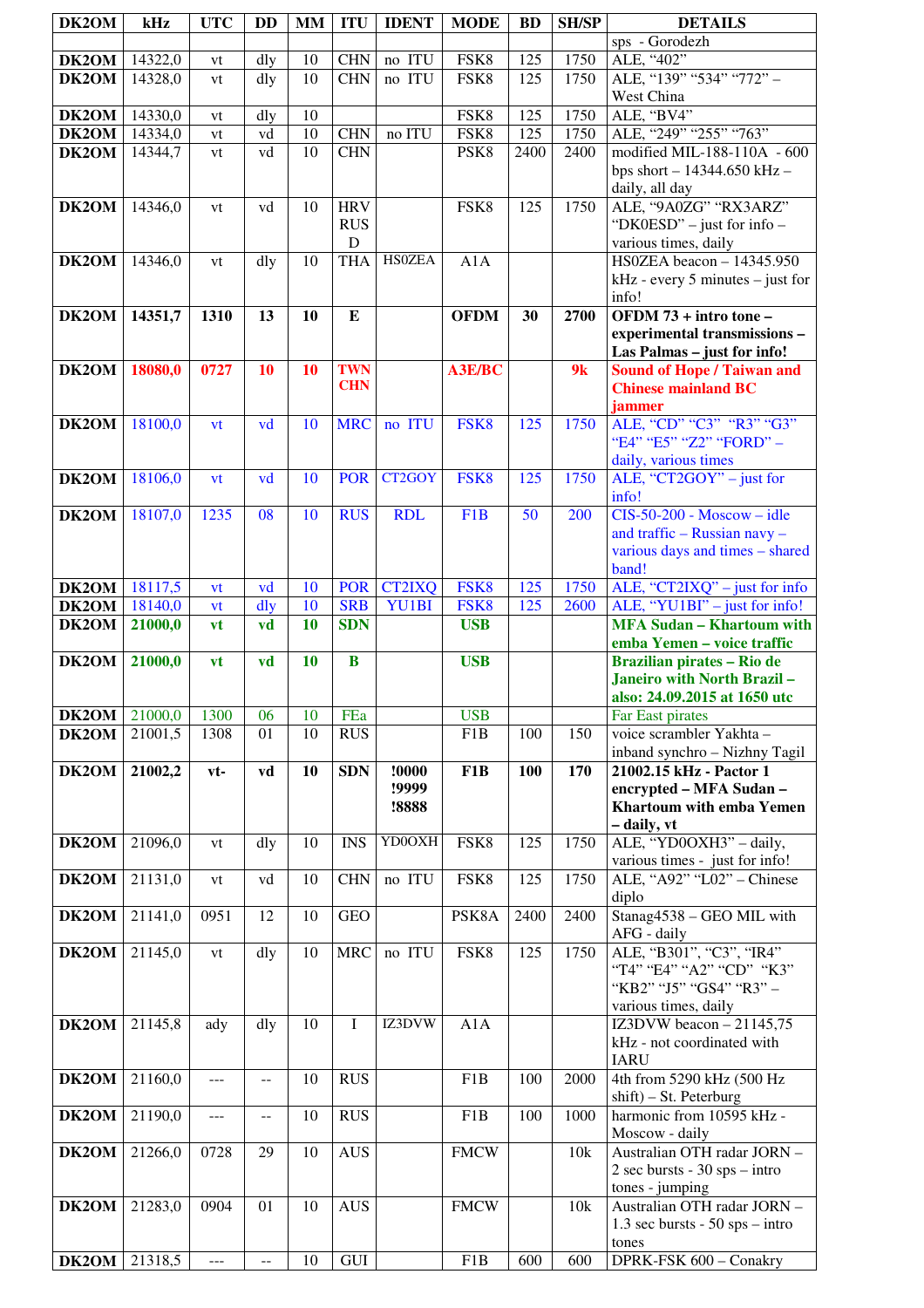| DK2OM | kHz | UTC | DD | MM | ITU | IDENT | MODE | BD | SH/SP | DETAILS |
|---|---|---|---|---|---|---|---|---|---|---|
| | | | | | | | | | | sps - Gorodezh |
| DK2OM | 14322,0 | vt | dly | 10 | CHN | no ITU | FSK8 | 125 | 1750 | ALE, "402" |
| DK2OM | 14328,0 | vt | dly | 10 | CHN | no ITU | FSK8 | 125 | 1750 | ALE, "139" "534" "772" – West China |
| DK2OM | 14330,0 | vt | dly | 10 | | | FSK8 | 125 | 1750 | ALE, "BV4" |
| DK2OM | 14334,0 | vt | vd | 10 | CHN | no ITU | FSK8 | 125 | 1750 | ALE, "249" "255" "763" |
| DK2OM | 14344,7 | vt | vd | 10 | CHN | | PSK8 | 2400 | 2400 | modified MIL-188-110A - 600 bps short – 14344.650 kHz – daily, all day |
| DK2OM | 14346,0 | vt | vd | 10 | HRV RUS D | | FSK8 | 125 | 1750 | ALE, "9A0ZG" "RX3ARZ" "DK0ESD" – just for info – various times, daily |
| DK2OM | 14346,0 | vt | dly | 10 | THA | HS0ZEA | A1A | | | HS0ZEA beacon – 14345.950 kHz - every 5 minutes – just for info! |
| **DK2OM** | **14351,7** | **1310** | **13** | **10** | **E** | | **OFDM** | **30** | **2700** | **OFDM 73 + intro tone – experimental transmissions – Las Palmas – just for info!** |
| **DK2OM** | **18080,0** | **0727** | **10** | **10** | **TWN CHN** | | **A3E/BC** | | **9k** | **Sound of Hope / Taiwan and Chinese mainland BC jammer** |
| DK2OM | 18100,0 | vt | vd | 10 | MRC | no ITU | FSK8 | 125 | 1750 | ALE, "CD" "C3" "R3" "G3" "E4" "E5" "Z2" "FORD" – daily, various times |
| DK2OM | 18106,0 | vt | vd | 10 | POR | CT2GOY | FSK8 | 125 | 1750 | ALE, "CT2GOY" – just for info! |
| DK2OM | 18107,0 | 1235 | 08 | 10 | RUS | RDL | F1B | 50 | 200 | CIS-50-200 - Moscow – idle and traffic – Russian navy – various days and times – shared band! |
| DK2OM | 18117,5 | vt | vd | 10 | POR | CT2IXQ | FSK8 | 125 | 1750 | ALE, "CT2IXQ" – just for info |
| DK2OM | 18140,0 | vt | dly | 10 | SRB | YU1BI | FSK8 | 125 | 2600 | ALE, "YU1BI" – just for info! |
| **DK2OM** | **21000,0** | **vt** | **vd** | **10** | **SDN** | | **USB** | | | **MFA Sudan – Khartoum with emba Yemen – voice traffic** |
| **DK2OM** | **21000,0** | **vt** | **vd** | **10** | **B** | | **USB** | | | **Brazilian pirates – Rio de Janeiro with North Brazil – also: 24.09.2015 at 1650 utc** |
| DK2OM | 21000,0 | 1300 | 06 | 10 | FEa | | USB | | | Far East pirates |
| DK2OM | 21001,5 | 1308 | 01 | 10 | RUS | | F1B | 100 | 150 | voice scrambler Yakhta – inband synchro – Nizhny Tagil |
| **DK2OM** | **21002,2** | **vt-** | **vd** | **10** | **SDN** | **!0000 !9999 !8888** | **F1B** | **100** | **170** | **21002.15 kHz - Pactor 1 encrypted – MFA Sudan – Khartoum with emba Yemen – daily, vt** |
| DK2OM | 21096,0 | vt | dly | 10 | INS | YD0OXH | FSK8 | 125 | 1750 | ALE, "YD0OXH3" – daily, various times - just for info! |
| DK2OM | 21131,0 | vt | vd | 10 | CHN | no ITU | FSK8 | 125 | 1750 | ALE, "A92" "L02" – Chinese diplo |
| DK2OM | 21141,0 | 0951 | 12 | 10 | GEO | | PSK8A | 2400 | 2400 | Stanag4538 – GEO MIL with AFG - daily |
| DK2OM | 21145,0 | vt | dly | 10 | MRC | no ITU | FSK8 | 125 | 1750 | ALE, "B301", "C3", "IR4" "T4" "E4" "A2" "CD" "K3" "KB2" "J5" "GS4" "R3" – various times, daily |
| DK2OM | 21145,8 | ady | dly | 10 | I | IZ3DVW | A1A | | | IZ3DVW beacon – 21145,75 kHz - not coordinated with IARU |
| DK2OM | 21160,0 | --- | -- | 10 | RUS | | F1B | 100 | 2000 | 4th from 5290 kHz (500 Hz shift) – St. Peterburg |
| DK2OM | 21190,0 | --- | -- | 10 | RUS | | F1B | 100 | 1000 | harmonic from 10595 kHz - Moscow - daily |
| DK2OM | 21266,0 | 0728 | 29 | 10 | AUS | | FMCW | | 10k | Australian OTH radar JORN – 2 sec bursts - 30 sps – intro tones - jumping |
| DK2OM | 21283,0 | 0904 | 01 | 10 | AUS | | FMCW | | 10k | Australian OTH radar JORN – 1.3 sec bursts - 50 sps – intro tones |
| DK2OM | 21318,5 | --- | -- | 10 | GUI | | F1B | 600 | 600 | DPRK-FSK 600 – Conakry |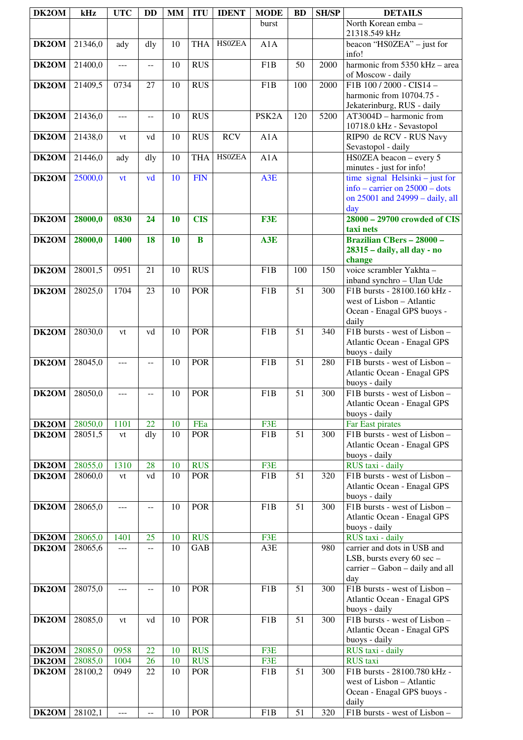| DK2OM | kHz | UTC | DD | MM | ITU | IDENT | MODE | BD | SH/SP | DETAILS |
|---|---|---|---|---|---|---|---|---|---|---|
| | | | | | | | burst | | | North Korean emba – 21318.549 kHz |
| DK2OM | 21346,0 | ady | dly | 10 | THA | HS0ZEA | A1A | | | beacon "HS0ZEA" – just for info! |
| DK2OM | 21400,0 | --- | -- | 10 | RUS | | F1B | 50 | 2000 | harmonic from 5350 kHz – area of Moscow - daily |
| DK2OM | 21409,5 | 0734 | 27 | 10 | RUS | | F1B | 100 | 2000 | F1B 100 / 2000 - CIS14 – harmonic from 10704.75 - Jekaterinburg, RUS - daily |
| DK2OM | 21436,0 | --- | -- | 10 | RUS | | PSK2A | 120 | 5200 | AT3004D – harmonic from 10718.0 kHz - Sevastopol |
| DK2OM | 21438,0 | vt | vd | 10 | RUS | RCV | A1A | | | RIP90 de RCV - RUS Navy Sevastopol - daily |
| DK2OM | 21446,0 | ady | dly | 10 | THA | HS0ZEA | A1A | | | HS0ZEA beacon – every 5 minutes - just for info! |
| DK2OM | 25000,0 | vt | vd | 10 | FIN | | A3E | | | time signal Helsinki – just for info – carrier on 25000 – dots on 25001 and 24999 – daily, all day |
| DK2OM | **28000,0** | **0830** | **24** | **10** | **CIS** | | **F3E** | | | **28000 – 29700 crowded of CIS taxi nets** |
| DK2OM | **28000,0** | **1400** | **18** | **10** | **B** | | **A3E** | | | **Brazilian CBers – 28000 – 28315 – daily, all day - no change** |
| DK2OM | 28001,5 | 0951 | 21 | 10 | RUS | | F1B | 100 | 150 | voice scrambler Yakhta – inband synchro – Ulan Ude |
| DK2OM | 28025,0 | 1704 | 23 | 10 | POR | | F1B | 51 | 300 | F1B bursts - 28100.160 kHz - west of Lisbon – Atlantic Ocean - Enagal GPS buoys - daily |
| DK2OM | 28030,0 | vt | vd | 10 | POR | | F1B | 51 | 340 | F1B bursts - west of Lisbon – Atlantic Ocean - Enagal GPS buoys - daily |
| DK2OM | 28045,0 | --- | -- | 10 | POR | | F1B | 51 | 280 | F1B bursts - west of Lisbon – Atlantic Ocean - Enagal GPS buoys - daily |
| DK2OM | 28050,0 | --- | -- | 10 | POR | | F1B | 51 | 300 | F1B bursts - west of Lisbon – Atlantic Ocean - Enagal GPS buoys - daily |
| DK2OM | 28050,0 | 1101 | 22 | 10 | FEa | | F3E | | | Far East pirates |
| DK2OM | 28051,5 | vt | dly | 10 | POR | | F1B | 51 | 300 | F1B bursts - west of Lisbon – Atlantic Ocean - Enagal GPS buoys - daily |
| DK2OM | 28055,0 | 1310 | 28 | 10 | RUS | | F3E | | | RUS taxi - daily |
| DK2OM | 28060,0 | vt | vd | 10 | POR | | F1B | 51 | 320 | F1B bursts - west of Lisbon – Atlantic Ocean - Enagal GPS buoys - daily |
| DK2OM | 28065,0 | --- | -- | 10 | POR | | F1B | 51 | 300 | F1B bursts - west of Lisbon – Atlantic Ocean - Enagal GPS buoys - daily |
| DK2OM | 28065,0 | 1401 | 25 | 10 | RUS | | F3E | | | RUS taxi - daily |
| DK2OM | 28065,6 | --- | -- | 10 | GAB | | A3E | | 980 | carrier and dots in USB and LSB, bursts every 60 sec – carrier – Gabon – daily and all day |
| DK2OM | 28075,0 | --- | -- | 10 | POR | | F1B | 51 | 300 | F1B bursts - west of Lisbon – Atlantic Ocean - Enagal GPS buoys - daily |
| DK2OM | 28085,0 | vt | vd | 10 | POR | | F1B | 51 | 300 | F1B bursts - west of Lisbon – Atlantic Ocean - Enagal GPS buoys - daily |
| DK2OM | 28085,0 | 0958 | 22 | 10 | RUS | | F3E | | | RUS taxi - daily |
| DK2OM | 28085,0 | 1004 | 26 | 10 | RUS | | F3E | | | RUS taxi |
| DK2OM | 28100,2 | 0949 | 22 | 10 | POR | | F1B | 51 | 300 | F1B bursts - 28100.780 kHz - west of Lisbon – Atlantic Ocean - Enagal GPS buoys - daily |
| DK2OM | 28102,1 | --- | -- | 10 | POR | | F1B | 51 | 320 | F1B bursts - west of Lisbon – |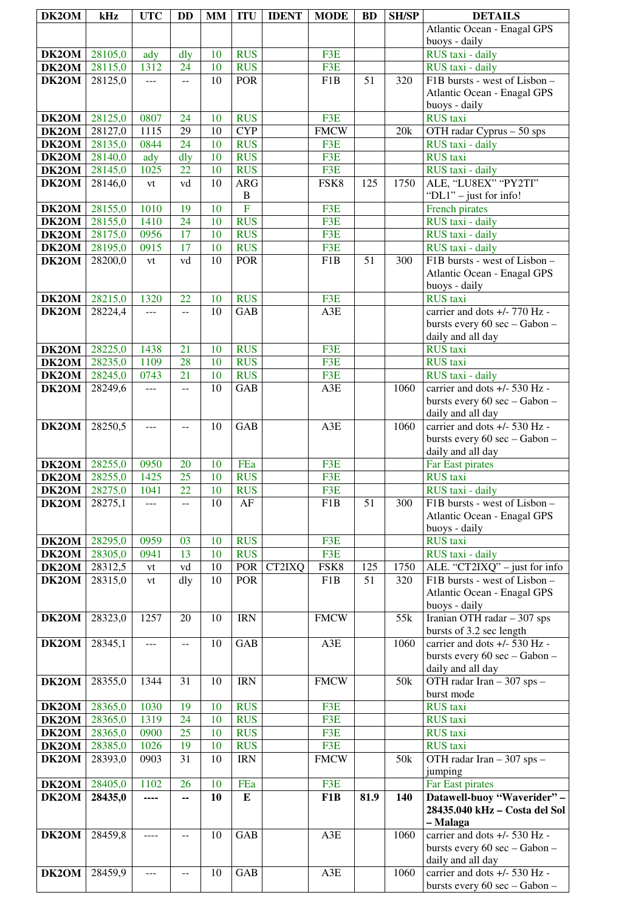| DK2OM | kHz | UTC | DD | MM | ITU | IDENT | MODE | BD | SH/SP | DETAILS |
|---|---|---|---|---|---|---|---|---|---|---|
| | | | | | | | | | | Atlantic Ocean - Enagal GPS buoys - daily |
| DK2OM | 28105,0 | ady | dly | 10 | RUS | | F3E | | | RUS taxi - daily |
| DK2OM | 28115,0 | 1312 | 24 | 10 | RUS | | F3E | | | RUS taxi - daily |
| DK2OM | 28125,0 | --- | -- | 10 | POR | | F1B | 51 | 320 | F1B bursts - west of Lisbon – Atlantic Ocean - Enagal GPS buoys - daily |
| DK2OM | 28125,0 | 0807 | 24 | 10 | RUS | | F3E | | | RUS taxi |
| DK2OM | 28127,0 | 1115 | 29 | 10 | CYP | | FMCW | | 20k | OTH radar Cyprus – 50 sps |
| DK2OM | 28135,0 | 0844 | 24 | 10 | RUS | | F3E | | | RUS taxi - daily |
| DK2OM | 28140,0 | ady | dly | 10 | RUS | | F3E | | | RUS taxi |
| DK2OM | 28145,0 | 1025 | 22 | 10 | RUS | | F3E | | | RUS taxi - daily |
| DK2OM | 28146,0 | vt | vd | 10 | ARGB | | FSK8 | 125 | 1750 | ALE, “LU8EX” “PY2TI” “DL1” – just for info! |
| DK2OM | 28155,0 | 1010 | 19 | 10 | F | | F3E | | | French pirates |
| DK2OM | 28155,0 | 1410 | 24 | 10 | RUS | | F3E | | | RUS taxi - daily |
| DK2OM | 28175,0 | 0956 | 17 | 10 | RUS | | F3E | | | RUS taxi - daily |
| DK2OM | 28195,0 | 0915 | 17 | 10 | RUS | | F3E | | | RUS taxi - daily |
| DK2OM | 28200,0 | vt | vd | 10 | POR | | F1B | 51 | 300 | F1B bursts - west of Lisbon – Atlantic Ocean - Enagal GPS buoys - daily |
| DK2OM | 28215,0 | 1320 | 22 | 10 | RUS | | F3E | | | RUS taxi |
| DK2OM | 28224,4 | --- | -- | 10 | GAB | | A3E | | | carrier and dots +/- 770 Hz - bursts every 60 sec – Gabon – daily and all day |
| DK2OM | 28225,0 | 1438 | 21 | 10 | RUS | | F3E | | | RUS taxi |
| DK2OM | 28235,0 | 1109 | 28 | 10 | RUS | | F3E | | | RUS taxi |
| DK2OM | 28245,0 | 0743 | 21 | 10 | RUS | | F3E | | | RUS taxi - daily |
| DK2OM | 28249,6 | --- | -- | 10 | GAB | | A3E | | 1060 | carrier and dots +/- 530 Hz - bursts every 60 sec – Gabon – daily and all day |
| DK2OM | 28250,5 | --- | -- | 10 | GAB | | A3E | | 1060 | carrier and dots +/- 530 Hz - bursts every 60 sec – Gabon – daily and all day |
| DK2OM | 28255,0 | 0950 | 20 | 10 | FEa | | F3E | | | Far East pirates |
| DK2OM | 28255,0 | 1425 | 25 | 10 | RUS | | F3E | | | RUS taxi |
| DK2OM | 28275,0 | 1041 | 22 | 10 | RUS | | F3E | | | RUS taxi - daily |
| DK2OM | 28275,1 | --- | -- | 10 | AF | | F1B | 51 | 300 | F1B bursts - west of Lisbon – Atlantic Ocean - Enagal GPS buoys - daily |
| DK2OM | 28295,0 | 0959 | 03 | 10 | RUS | | F3E | | | RUS taxi |
| DK2OM | 28305,0 | 0941 | 13 | 10 | RUS | | F3E | | | RUS taxi - daily |
| DK2OM | 28312,5 | vt | vd | 10 | POR | CT2IXQ | FSK8 | 125 | 1750 | ALE. “CT2IXQ” – just for info |
| DK2OM | 28315,0 | vt | dly | 10 | POR | | F1B | 51 | 320 | F1B bursts - west of Lisbon – Atlantic Ocean - Enagal GPS buoys - daily |
| DK2OM | 28323,0 | 1257 | 20 | 10 | IRN | | FMCW | | 55k | Iranian OTH radar – 307 sps bursts of 3.2 sec length |
| DK2OM | 28345,1 | --- | -- | 10 | GAB | | A3E | | 1060 | carrier and dots +/- 530 Hz - bursts every 60 sec – Gabon – daily and all day |
| DK2OM | 28355,0 | 1344 | 31 | 10 | IRN | | FMCW | | 50k | OTH radar Iran – 307 sps – burst mode |
| DK2OM | 28365,0 | 1030 | 19 | 10 | RUS | | F3E | | | RUS taxi |
| DK2OM | 28365,0 | 1319 | 24 | 10 | RUS | | F3E | | | RUS taxi |
| DK2OM | 28365,0 | 0900 | 25 | 10 | RUS | | F3E | | | RUS taxi |
| DK2OM | 28385,0 | 1026 | 19 | 10 | RUS | | F3E | | | RUS taxi |
| DK2OM | 28393,0 | 0903 | 31 | 10 | IRN | | FMCW | | 50k | OTH radar Iran – 307 sps – jumping |
| DK2OM | 28405,0 | 1102 | 26 | 10 | FEa | | F3E | | | Far East pirates |
| **DK2OM** | **28435,0** | **----** | **--** | **10** | **E** | | **F1B** | **81.9** | **140** | **Datawell-buoy “Waverider” – 28435.040 kHz – Costa del Sol – Malaga** |
| DK2OM | 28459,8 | ---- | -- | 10 | GAB | | A3E | | 1060 | carrier and dots +/- 530 Hz - bursts every 60 sec – Gabon – daily and all day |
| DK2OM | 28459,9 | --- | -- | 10 | GAB | | A3E | | 1060 | carrier and dots +/- 530 Hz - bursts every 60 sec – Gabon – |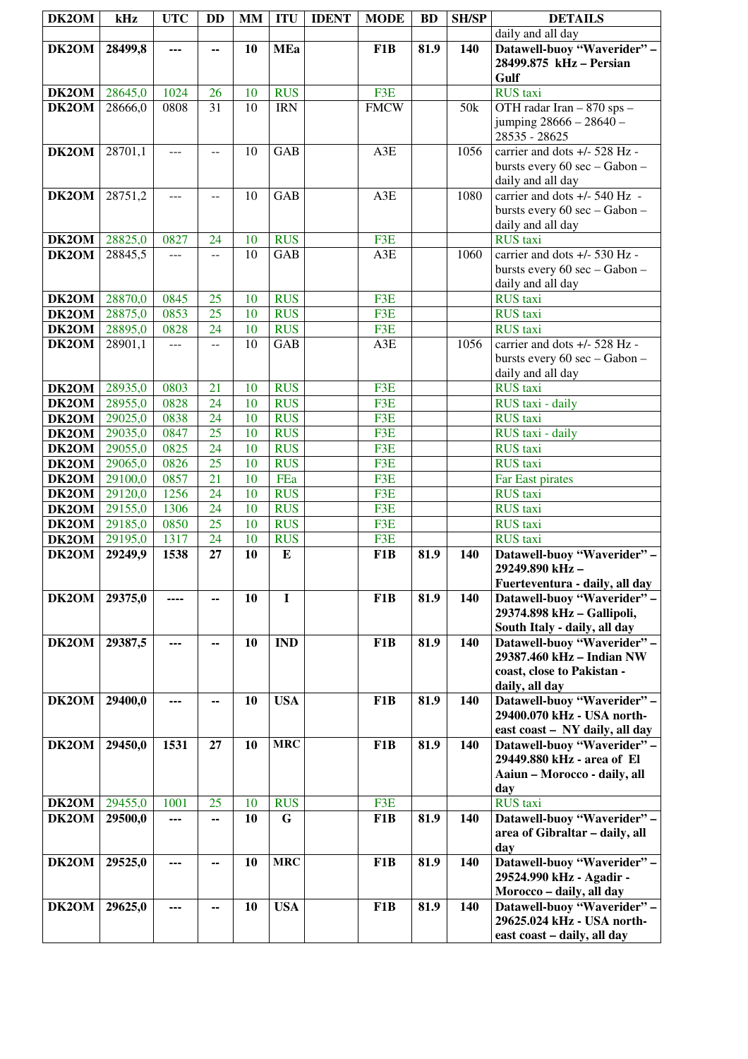| DK2OM | kHz | UTC | DD | MM | ITU | IDENT | MODE | BD | SH/SP | DETAILS |
|---|---|---|---|---|---|---|---|---|---|---|
| | | | | | | | | | | daily and all day |
| **DK2OM** | **28499,8** | **---** | **--** | **10** | **MEa** | | **F1B** | **81.9** | **140** | **Datawell-buoy "Waverider" – 28499.875 kHz – Persian Gulf** |
| **DK2OM** | 28645,0 | 1024 | 26 | 10 | RUS | | F3E | | | RUS taxi |
| **DK2OM** | 28666,0 | 0808 | 31 | 10 | IRN | | FMCW | | 50k | OTH radar Iran – 870 sps – jumping 28666 – 28640 – 28535 - 28625 |
| **DK2OM** | 28701,1 | --- | -- | 10 | GAB | | A3E | | 1056 | carrier and dots +/- 528 Hz - bursts every 60 sec – Gabon – daily and all day |
| **DK2OM** | 28751,2 | --- | -- | 10 | GAB | | A3E | | 1080 | carrier and dots +/- 540 Hz - bursts every 60 sec – Gabon – daily and all day |
| **DK2OM** | 28825,0 | 0827 | 24 | 10 | RUS | | F3E | | | RUS taxi |
| **DK2OM** | 28845,5 | --- | -- | 10 | GAB | | A3E | | 1060 | carrier and dots +/- 530 Hz - bursts every 60 sec – Gabon – daily and all day |
| **DK2OM** | 28870,0 | 0845 | 25 | 10 | RUS | | F3E | | | RUS taxi |
| **DK2OM** | 28875,0 | 0853 | 25 | 10 | RUS | | F3E | | | RUS taxi |
| **DK2OM** | 28895,0 | 0828 | 24 | 10 | RUS | | F3E | | | RUS taxi |
| **DK2OM** | 28901,1 | --- | -- | 10 | GAB | | A3E | | 1056 | carrier and dots +/- 528 Hz - bursts every 60 sec – Gabon – daily and all day |
| **DK2OM** | 28935,0 | 0803 | 21 | 10 | RUS | | F3E | | | RUS taxi |
| **DK2OM** | 28955,0 | 0828 | 24 | 10 | RUS | | F3E | | | RUS taxi - daily |
| **DK2OM** | 29025,0 | 0838 | 24 | 10 | RUS | | F3E | | | RUS taxi |
| **DK2OM** | 29035,0 | 0847 | 25 | 10 | RUS | | F3E | | | RUS taxi - daily |
| **DK2OM** | 29055,0 | 0825 | 24 | 10 | RUS | | F3E | | | RUS taxi |
| **DK2OM** | 29065,0 | 0826 | 25 | 10 | RUS | | F3E | | | RUS taxi |
| **DK2OM** | 29100,0 | 0857 | 21 | 10 | FEa | | F3E | | | Far East pirates |
| **DK2OM** | 29120,0 | 1256 | 24 | 10 | RUS | | F3E | | | RUS taxi |
| **DK2OM** | 29155,0 | 1306 | 24 | 10 | RUS | | F3E | | | RUS taxi |
| **DK2OM** | 29185,0 | 0850 | 25 | 10 | RUS | | F3E | | | RUS taxi |
| **DK2OM** | 29195,0 | 1317 | 24 | 10 | RUS | | F3E | | | RUS taxi |
| **DK2OM** | **29249,9** | **1538** | **27** | **10** | **E** | | **F1B** | **81.9** | **140** | **Datawell-buoy "Waverider" – 29249.890 kHz – Fuerteventura - daily, all day** |
| **DK2OM** | **29375,0** | **----** | **--** | **10** | **I** | | **F1B** | **81.9** | **140** | **Datawell-buoy "Waverider" – 29374.898 kHz – Gallipoli, South Italy - daily, all day** |
| **DK2OM** | **29387,5** | **---** | **--** | **10** | **IND** | | **F1B** | **81.9** | **140** | **Datawell-buoy "Waverider" – 29387.460 kHz – Indian NW coast, close to Pakistan - daily, all day** |
| **DK2OM** | **29400,0** | **---** | **--** | **10** | **USA** | | **F1B** | **81.9** | **140** | **Datawell-buoy "Waverider" – 29400.070 kHz - USA north-east coast – NY daily, all day** |
| **DK2OM** | **29450,0** | **1531** | **27** | **10** | **MRC** | | **F1B** | **81.9** | **140** | **Datawell-buoy "Waverider" – 29449.880 kHz - area of El Aaiun – Morocco - daily, all day** |
| **DK2OM** | 29455,0 | 1001 | 25 | 10 | RUS | | F3E | | | RUS taxi |
| **DK2OM** | **29500,0** | **---** | **--** | **10** | **G** | | **F1B** | **81.9** | **140** | **Datawell-buoy "Waverider" – area of Gibraltar – daily, all day** |
| **DK2OM** | **29525,0** | **---** | **--** | **10** | **MRC** | | **F1B** | **81.9** | **140** | **Datawell-buoy "Waverider" – 29524.990 kHz - Agadir - Morocco – daily, all day** |
| **DK2OM** | **29625,0** | **---** | **--** | **10** | **USA** | | **F1B** | **81.9** | **140** | **Datawell-buoy "Waverider" – 29625.024 kHz - USA north-east coast – daily, all day** |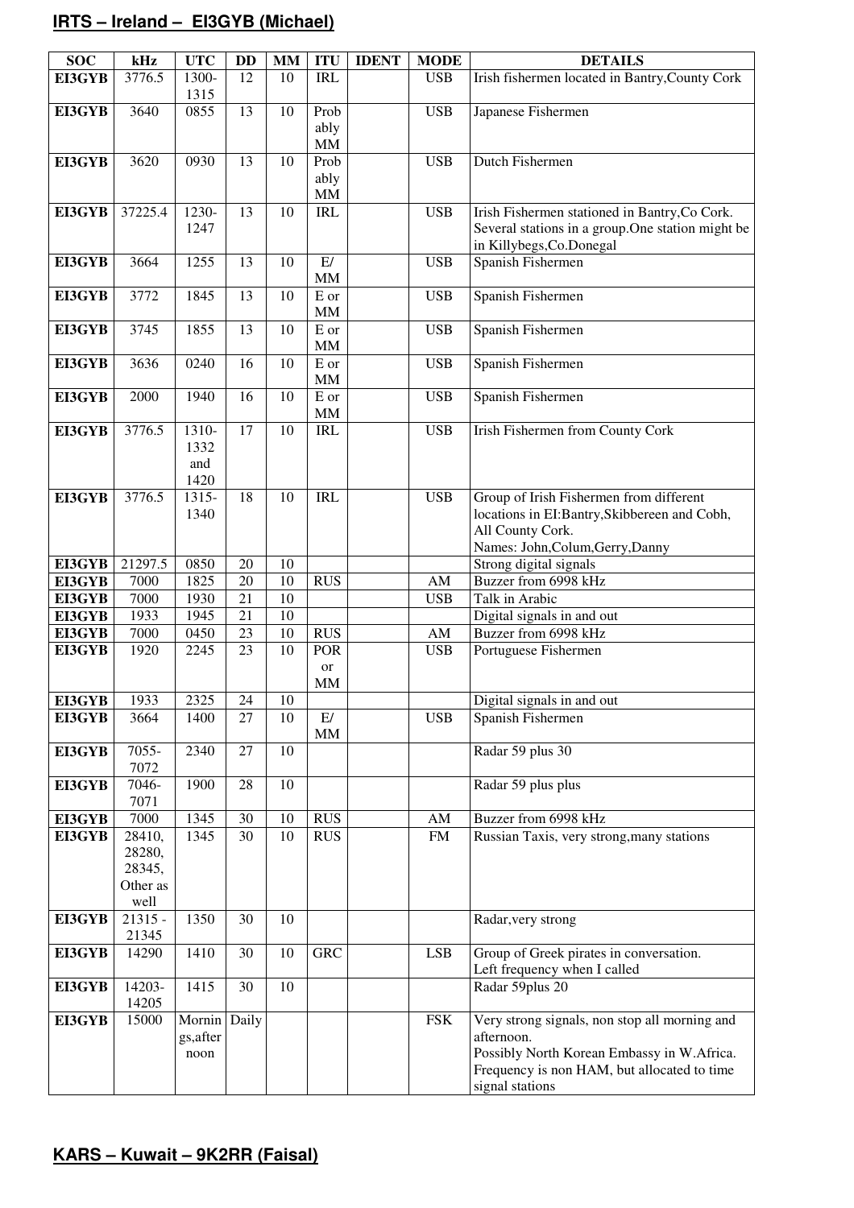## IRTS – Ireland – EI3GYB (Michael)

| SOC | kHz | UTC | DD | MM | ITU | IDENT | MODE | DETAILS |
|---|---|---|---|---|---|---|---|---|
| EI3GYB | 3776.5 | 1300-1315 | 12 | 10 | IRL | | USB | Irish fishermen located in Bantry,County Cork |
| EI3GYB | 3640 | 0855 | 13 | 10 | Probably MM | | USB | Japanese Fishermen |
| EI3GYB | 3620 | 0930 | 13 | 10 | Probably MM | | USB | Dutch Fishermen |
| EI3GYB | 37225.4 | 1230-1247 | 13 | 10 | IRL | | USB | Irish Fishermen stationed in Bantry,Co Cork. Several stations in a group.One station might be in Killybegs,Co.Donegal |
| EI3GYB | 3664 | 1255 | 13 | 10 | E/ MM | | USB | Spanish Fishermen |
| EI3GYB | 3772 | 1845 | 13 | 10 | E or MM | | USB | Spanish Fishermen |
| EI3GYB | 3745 | 1855 | 13 | 10 | E or MM | | USB | Spanish Fishermen |
| EI3GYB | 3636 | 0240 | 16 | 10 | E or MM | | USB | Spanish Fishermen |
| EI3GYB | 2000 | 1940 | 16 | 10 | E or MM | | USB | Spanish Fishermen |
| EI3GYB | 3776.5 | 1310-1332 and 1420 | 17 | 10 | IRL | | USB | Irish Fishermen from County Cork |
| EI3GYB | 3776.5 | 1315-1340 | 18 | 10 | IRL | | USB | Group of Irish Fishermen from different locations in EI:Bantry,Skibbereen and Cobh, All County Cork. Names: John,Colum,Gerry,Danny |
| EI3GYB | 21297.5 | 0850 | 20 | 10 | | | | Strong digital signals |
| EI3GYB | 7000 | 1825 | 20 | 10 | RUS | | AM | Buzzer from 6998 kHz |
| EI3GYB | 7000 | 1930 | 21 | 10 | | | USB | Talk in Arabic |
| EI3GYB | 1933 | 1945 | 21 | 10 | | | | Digital signals in and out |
| EI3GYB | 7000 | 0450 | 23 | 10 | RUS | | AM | Buzzer from 6998 kHz |
| EI3GYB | 1920 | 2245 | 23 | 10 | POR or MM | | USB | Portuguese Fishermen |
| EI3GYB | 1933 | 2325 | 24 | 10 | | | | Digital signals in and out |
| EI3GYB | 3664 | 1400 | 27 | 10 | E/ MM | | USB | Spanish Fishermen |
| EI3GYB | 7055-7072 | 2340 | 27 | 10 | | | | Radar 59 plus 30 |
| EI3GYB | 7046-7071 | 1900 | 28 | 10 | | | | Radar 59 plus plus |
| EI3GYB | 7000 | 1345 | 30 | 10 | RUS | | AM | Buzzer from 6998 kHz |
| EI3GYB | 28410, 28280, 28345, Other as well | 1345 | 30 | 10 | RUS | | FM | Russian Taxis, very strong,many stations |
| EI3GYB | 21315 - 21345 | 1350 | 30 | 10 | | | | Radar,very strong |
| EI3GYB | 14290 | 1410 | 30 | 10 | GRC | | LSB | Group of Greek pirates in conversation. Left frequency when I called |
| EI3GYB | 14203-14205 | 1415 | 30 | 10 | | | | Radar 59plus 20 |
| EI3GYB | 15000 | Mornings,afternoon | Daily | | | | FSK | Very strong signals, non stop all morning and afternoon. Possibly North Korean Embassy in W.Africa. Frequency is non HAM, but allocated to time signal stations |

## KARS – Kuwait – 9K2RR (Faisal)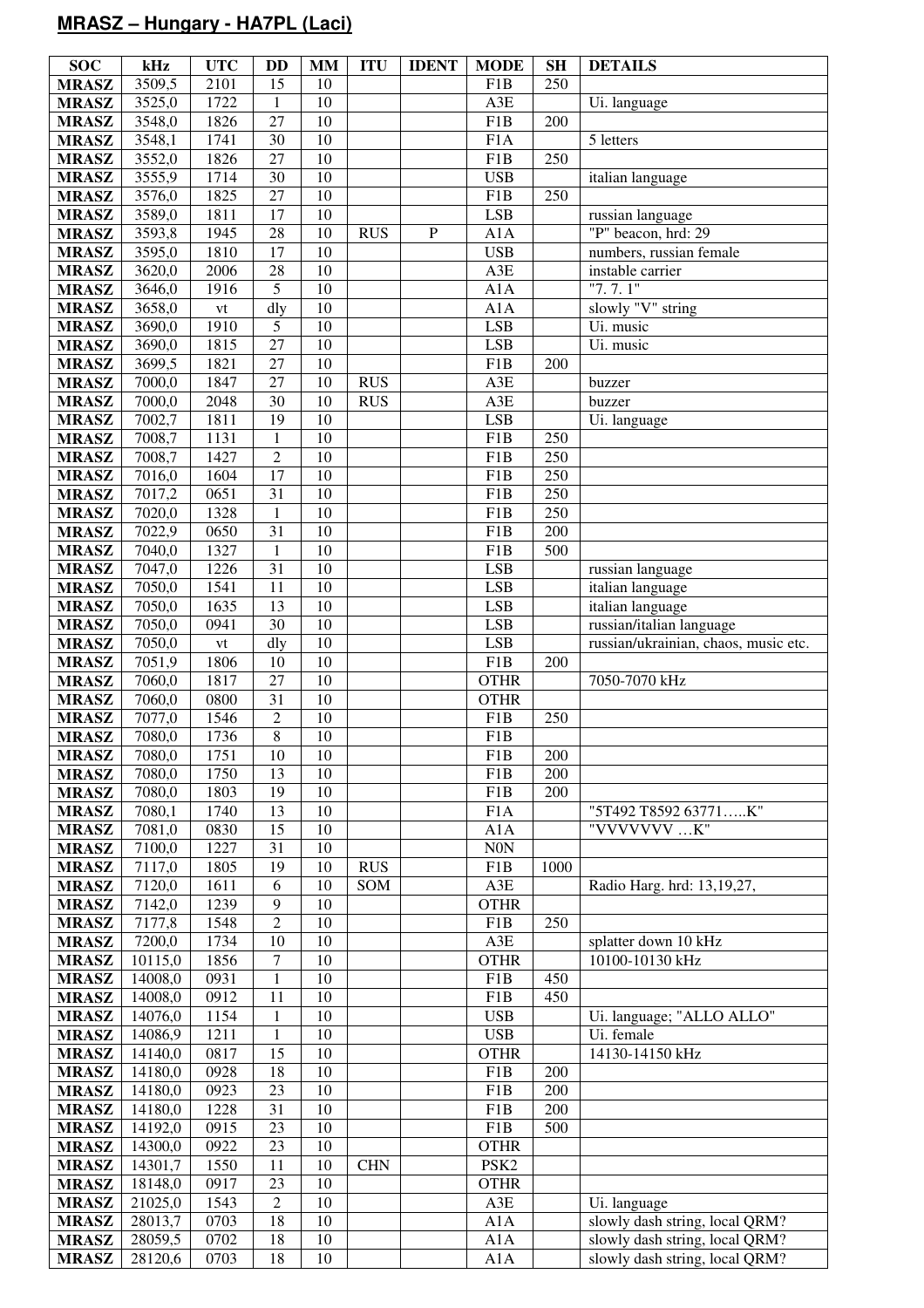## MRASZ – Hungary - HA7PL (Laci)

| SOC | kHz | UTC | DD | MM | ITU | IDENT | MODE | SH | DETAILS |
|---|---|---|---|---|---|---|---|---|---|
| MRASZ | 3509,5 | 2101 | 15 | 10 | | | F1B | 250 | |
| MRASZ | 3525,0 | 1722 | 1 | 10 | | | A3E | | Ui. language |
| MRASZ | 3548,0 | 1826 | 27 | 10 | | | F1B | 200 | |
| MRASZ | 3548,1 | 1741 | 30 | 10 | | | F1A | | 5 letters |
| MRASZ | 3552,0 | 1826 | 27 | 10 | | | F1B | 250 | |
| MRASZ | 3555,9 | 1714 | 30 | 10 | | | USB | | italian language |
| MRASZ | 3576,0 | 1825 | 27 | 10 | | | F1B | 250 | |
| MRASZ | 3589,0 | 1811 | 17 | 10 | | | LSB | | russian language |
| MRASZ | 3593,8 | 1945 | 28 | 10 | RUS | P | A1A | | "P" beacon, hrd: 29 |
| MRASZ | 3595,0 | 1810 | 17 | 10 | | | USB | | numbers, russian female |
| MRASZ | 3620,0 | 2006 | 28 | 10 | | | A3E | | instable carrier |
| MRASZ | 3646,0 | 1916 | 5 | 10 | | | A1A | | "7. 7. 1" |
| MRASZ | 3658,0 | vt | dly | 10 | | | A1A | | slowly "V" string |
| MRASZ | 3690,0 | 1910 | 5 | 10 | | | LSB | | Ui. music |
| MRASZ | 3690,0 | 1815 | 27 | 10 | | | LSB | | Ui. music |
| MRASZ | 3699,5 | 1821 | 27 | 10 | | | F1B | 200 | |
| MRASZ | 7000,0 | 1847 | 27 | 10 | RUS | | A3E | | buzzer |
| MRASZ | 7000,0 | 2048 | 30 | 10 | RUS | | A3E | | buzzer |
| MRASZ | 7002,7 | 1811 | 19 | 10 | | | LSB | | Ui. language |
| MRASZ | 7008,7 | 1131 | 1 | 10 | | | F1B | 250 | |
| MRASZ | 7008,7 | 1427 | 2 | 10 | | | F1B | 250 | |
| MRASZ | 7016,0 | 1604 | 17 | 10 | | | F1B | 250 | |
| MRASZ | 7017,2 | 0651 | 31 | 10 | | | F1B | 250 | |
| MRASZ | 7020,0 | 1328 | 1 | 10 | | | F1B | 250 | |
| MRASZ | 7022,9 | 0650 | 31 | 10 | | | F1B | 200 | |
| MRASZ | 7040,0 | 1327 | 1 | 10 | | | F1B | 500 | |
| MRASZ | 7047,0 | 1226 | 31 | 10 | | | LSB | | russian language |
| MRASZ | 7050,0 | 1541 | 11 | 10 | | | LSB | | italian language |
| MRASZ | 7050,0 | 1635 | 13 | 10 | | | LSB | | italian language |
| MRASZ | 7050,0 | 0941 | 30 | 10 | | | LSB | | russian/italian language |
| MRASZ | 7050,0 | vt | dly | 10 | | | LSB | | russian/ukrainian, chaos, music etc. |
| MRASZ | 7051,9 | 1806 | 10 | 10 | | | F1B | 200 | |
| MRASZ | 7060,0 | 1817 | 27 | 10 | | | OTHR | | 7050-7070 kHz |
| MRASZ | 7060,0 | 0800 | 31 | 10 | | | OTHR | | |
| MRASZ | 7077,0 | 1546 | 2 | 10 | | | F1B | 250 | |
| MRASZ | 7080,0 | 1736 | 8 | 10 | | | F1B | | |
| MRASZ | 7080,0 | 1751 | 10 | 10 | | | F1B | 200 | |
| MRASZ | 7080,0 | 1750 | 13 | 10 | | | F1B | 200 | |
| MRASZ | 7080,0 | 1803 | 19 | 10 | | | F1B | 200 | |
| MRASZ | 7080,1 | 1740 | 13 | 10 | | | F1A | | "5T492 T8592 63771…..K" |
| MRASZ | 7081,0 | 0830 | 15 | 10 | | | A1A | | "VVVVVVV …K" |
| MRASZ | 7100,0 | 1227 | 31 | 10 | | | N0N | | |
| MRASZ | 7117,0 | 1805 | 19 | 10 | RUS | | F1B | 1000 | |
| MRASZ | 7120,0 | 1611 | 6 | 10 | SOM | | A3E | | Radio Harg. hrd: 13,19,27, |
| MRASZ | 7142,0 | 1239 | 9 | 10 | | | OTHR | | |
| MRASZ | 7177,8 | 1548 | 2 | 10 | | | F1B | 250 | |
| MRASZ | 7200,0 | 1734 | 10 | 10 | | | A3E | | splatter down 10 kHz |
| MRASZ | 10115,0 | 1856 | 7 | 10 | | | OTHR | | 10100-10130 kHz |
| MRASZ | 14008,0 | 0931 | 1 | 10 | | | F1B | 450 | |
| MRASZ | 14008,0 | 0912 | 11 | 10 | | | F1B | 450 | |
| MRASZ | 14076,0 | 1154 | 1 | 10 | | | USB | | Ui. language; "ALLO ALLO" |
| MRASZ | 14086,9 | 1211 | 1 | 10 | | | USB | | Ui. female |
| MRASZ | 14140,0 | 0817 | 15 | 10 | | | OTHR | | 14130-14150 kHz |
| MRASZ | 14180,0 | 0928 | 18 | 10 | | | F1B | 200 | |
| MRASZ | 14180,0 | 0923 | 23 | 10 | | | F1B | 200 | |
| MRASZ | 14180,0 | 1228 | 31 | 10 | | | F1B | 200 | |
| MRASZ | 14192,0 | 0915 | 23 | 10 | | | F1B | 500 | |
| MRASZ | 14300,0 | 0922 | 23 | 10 | | | OTHR | | |
| MRASZ | 14301,7 | 1550 | 11 | 10 | CHN | | PSK2 | | |
| MRASZ | 18148,0 | 0917 | 23 | 10 | | | OTHR | | |
| MRASZ | 21025,0 | 1543 | 2 | 10 | | | A3E | | Ui. language |
| MRASZ | 28013,7 | 0703 | 18 | 10 | | | A1A | | slowly dash string, local QRM? |
| MRASZ | 28059,5 | 0702 | 18 | 10 | | | A1A | | slowly dash string, local QRM? |
| MRASZ | 28120,6 | 0703 | 18 | 10 | | | A1A | | slowly dash string, local QRM? |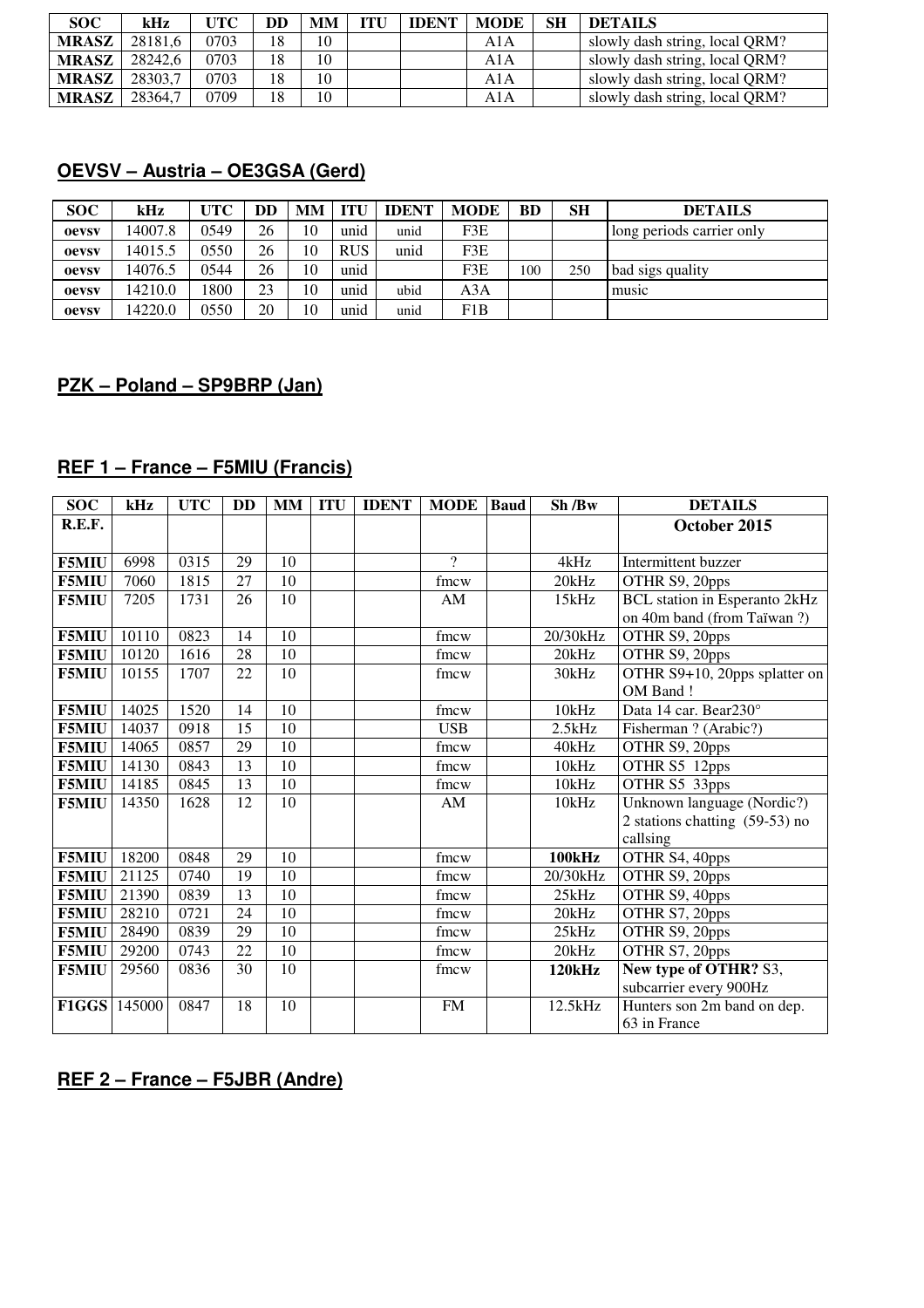| SOC | kHz | UTC | DD | MM | ITU | IDENT | MODE | SH | DETAILS |
|---|---|---|---|---|---|---|---|---|---|
| **MRASZ** | 28181,6 | 0703 | 18 | 10 | | | A1A | | slowly dash string, local QRM? |
| **MRASZ** | 28242,6 | 0703 | 18 | 10 | | | A1A | | slowly dash string, local QRM? |
| **MRASZ** | 28303,7 | 0703 | 18 | 10 | | | A1A | | slowly dash string, local QRM? |
| **MRASZ** | 28364,7 | 0709 | 18 | 10 | | | A1A | | slowly dash string, local QRM? |

## OEVSV – Austria – OE3GSA (Gerd)

| SOC | kHz | UTC | DD | MM | ITU | IDENT | MODE | BD | SH | DETAILS |
|---|---|---|---|---|---|---|---|---|---|---|
| **oevsv** | 14007.8 | 0549 | 26 | 10 | unid | unid | F3E | | | long periods carrier only |
| **oevsv** | 14015.5 | 0550 | 26 | 10 | RUS | unid | F3E | | | |
| **oevsv** | 14076.5 | 0544 | 26 | 10 | unid | | F3E | 100 | 250 | bad sigs quality |
| **oevsv** | 14210.0 | 1800 | 23 | 10 | unid | ubid | A3A | | | music |
| **oevsv** | 14220.0 | 0550 | 20 | 10 | unid | unid | F1B | | | |

## PZK – Poland – SP9BRP (Jan)

## REF 1 – France – F5MIU (Francis)

| SOC | kHz | UTC | DD | MM | ITU | IDENT | MODE | Baud | Sh /Bw | DETAILS |
|---|---|---|---|---|---|---|---|---|---|---|
| **R.E.F.** | | | | | | | | | | **October 2015** |
| **F5MIU** | 6998 | 0315 | 29 | 10 | | | ? | | 4kHz | Intermittent buzzer |
| **F5MIU** | 7060 | 1815 | 27 | 10 | | | fmcw | | 20kHz | OTHR S9, 20pps |
| **F5MIU** | 7205 | 1731 | 26 | 10 | | | AM | | 15kHz | BCL station in Esperanto 2kHz on 40m band (from Taïwan ?) |
| **F5MIU** | 10110 | 0823 | 14 | 10 | | | fmcw | | 20/30kHz | OTHR S9, 20pps |
| **F5MIU** | 10120 | 1616 | 28 | 10 | | | fmcw | | 20kHz | OTHR S9, 20pps |
| **F5MIU** | 10155 | 1707 | 22 | 10 | | | fmcw | | 30kHz | OTHR S9+10, 20pps splatter on OM Band ! |
| **F5MIU** | 14025 | 1520 | 14 | 10 | | | fmcw | | 10kHz | Data 14 car. Bear230° |
| **F5MIU** | 14037 | 0918 | 15 | 10 | | | USB | | 2.5kHz | Fisherman ? (Arabic?) |
| **F5MIU** | 14065 | 0857 | 29 | 10 | | | fmcw | | 40kHz | OTHR S9, 20pps |
| **F5MIU** | 14130 | 0843 | 13 | 10 | | | fmcw | | 10kHz | OTHR S5 12pps |
| **F5MIU** | 14185 | 0845 | 13 | 10 | | | fmcw | | 10kHz | OTHR S5 33pps |
| **F5MIU** | 14350 | 1628 | 12 | 10 | | | AM | | 10kHz | Unknown language (Nordic?) 2 stations chatting (59-53) no callsing |
| **F5MIU** | 18200 | 0848 | 29 | 10 | | | fmcw | | **100kHz** | OTHR S4, 40pps |
| **F5MIU** | 21125 | 0740 | 19 | 10 | | | fmcw | | 20/30kHz | OTHR S9, 20pps |
| **F5MIU** | 21390 | 0839 | 13 | 10 | | | fmcw | | 25kHz | OTHR S9, 40pps |
| **F5MIU** | 28210 | 0721 | 24 | 10 | | | fmcw | | 20kHz | OTHR S7, 20pps |
| **F5MIU** | 28490 | 0839 | 29 | 10 | | | fmcw | | 25kHz | OTHR S9, 20pps |
| **F5MIU** | 29200 | 0743 | 22 | 10 | | | fmcw | | 20kHz | OTHR S7, 20pps |
| **F5MIU** | 29560 | 0836 | 30 | 10 | | | fmcw | | **120kHz** | **New type of OTHR?** S3, subcarrier every 900Hz |
| **F1GGS** | 145000 | 0847 | 18 | 10 | | | FM | | 12.5kHz | Hunters son 2m band on dep. 63 in France |

## REF 2 – France – F5JBR (Andre)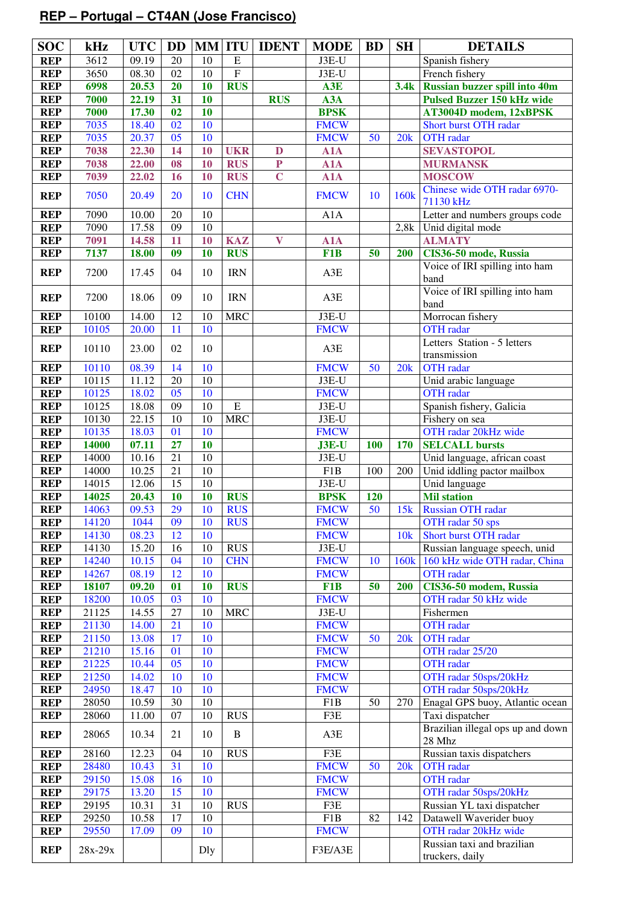## REP – Portugal – CT4AN (Jose Francisco)

| SOC | kHz | UTC | DD | MM | ITU | IDENT | MODE | BD | SH | DETAILS |
|---|---|---|---|---|---|---|---|---|---|---|
| REP | 3612 | 09.19 | 20 | 10 | E | | J3E-U | | | Spanish fishery |
| REP | 3650 | 08.30 | 02 | 10 | F | | J3E-U | | | French fishery |
| REP | 6998 | 20.53 | 20 | 10 | RUS | | A3E | | 3.4k | Russian buzzer spill into 40m |
| REP | 7000 | 22.19 | 31 | 10 | | RUS | A3A | | | Pulsed Buzzer 150 kHz wide |
| REP | 7000 | 17.30 | 02 | 10 | | | BPSK | | | AT3004D modem, 12xBPSK |
| REP | 7035 | 18.40 | 02 | 10 | | | FMCW | | | Short burst OTH radar |
| REP | 7035 | 20.37 | 05 | 10 | | | FMCW | 50 | 20k | OTH radar |
| REP | 7038 | 22.30 | 14 | 10 | UKR | D | A1A | | | SEVASTOPOL |
| REP | 7038 | 22.00 | 08 | 10 | RUS | P | A1A | | | MURMANSK |
| REP | 7039 | 22.02 | 16 | 10 | RUS | C | A1A | | | MOSCOW |
| REP | 7050 | 20.49 | 20 | 10 | CHN | | FMCW | 10 | 160k | Chinese wide OTH radar 6970-71130 kHz |
| REP | 7090 | 10.00 | 20 | 10 | | | A1A | | | Letter and numbers groups code |
| REP | 7090 | 17.58 | 09 | 10 | | | | | 2,8k | Unid digital mode |
| REP | 7091 | 14.58 | 11 | 10 | KAZ | V | A1A | | | ALMATY |
| REP | 7137 | 18.00 | 09 | 10 | RUS | | F1B | 50 | 200 | CIS36-50 mode, Russia |
| REP | 7200 | 17.45 | 04 | 10 | IRN | | A3E | | | Voice of IRI spilling into ham band |
| REP | 7200 | 18.06 | 09 | 10 | IRN | | A3E | | | Voice of IRI spilling into ham band |
| REP | 10100 | 14.00 | 12 | 10 | MRC | | J3E-U | | | Morrocan fishery |
| REP | 10105 | 20.00 | 11 | 10 | | | FMCW | | | OTH radar |
| REP | 10110 | 23.00 | 02 | 10 | | | A3E | | | Letters Station - 5 letters transmission |
| REP | 10110 | 08.39 | 14 | 10 | | | FMCW | 50 | 20k | OTH radar |
| REP | 10115 | 11.12 | 20 | 10 | | | J3E-U | | | Unid arabic language |
| REP | 10125 | 18.02 | 05 | 10 | | | FMCW | | | OTH radar |
| REP | 10125 | 18.08 | 09 | 10 | E | | J3E-U | | | Spanish fishery, Galicia |
| REP | 10130 | 22.15 | 10 | 10 | MRC | | J3E-U | | | Fishery on sea |
| REP | 10135 | 18.03 | 01 | 10 | | | FMCW | | | OTH radar 20kHz wide |
| REP | 14000 | 07.11 | 27 | 10 | | | J3E-U | 100 | 170 | SELCALL bursts |
| REP | 14000 | 10.16 | 21 | 10 | | | J3E-U | | | Unid language, african coast |
| REP | 14000 | 10.25 | 21 | 10 | | | F1B | 100 | 200 | Unid iddling pactor mailbox |
| REP | 14015 | 12.06 | 15 | 10 | | | J3E-U | | | Unid language |
| REP | 14025 | 20.43 | 10 | 10 | RUS | | BPSK | 120 | | Mil station |
| REP | 14063 | 09.53 | 29 | 10 | RUS | | FMCW | 50 | 15k | Russian OTH radar |
| REP | 14120 | 1044 | 09 | 10 | RUS | | FMCW | | | OTH radar 50 sps |
| REP | 14130 | 08.23 | 12 | 10 | | | FMCW | | 10k | Short burst OTH radar |
| REP | 14130 | 15.20 | 16 | 10 | RUS | | J3E-U | | | Russian language speech, unid |
| REP | 14240 | 10.15 | 04 | 10 | CHN | | FMCW | 10 | 160k | 160 kHz wide OTH radar, China |
| REP | 14267 | 08.19 | 12 | 10 | | | FMCW | | | OTH radar |
| REP | 18107 | 09.20 | 01 | 10 | RUS | | F1B | 50 | 200 | CIS36-50 modem, Russia |
| REP | 18200 | 10.05 | 03 | 10 | | | FMCW | | | OTH radar 50 kHz wide |
| REP | 21125 | 14.55 | 27 | 10 | MRC | | J3E-U | | | Fishermen |
| REP | 21130 | 14.00 | 21 | 10 | | | FMCW | | | OTH radar |
| REP | 21150 | 13.08 | 17 | 10 | | | FMCW | 50 | 20k | OTH radar |
| REP | 21210 | 15.16 | 01 | 10 | | | FMCW | | | OTH radar 25/20 |
| REP | 21225 | 10.44 | 05 | 10 | | | FMCW | | | OTH radar |
| REP | 21250 | 14.02 | 10 | 10 | | | FMCW | | | OTH radar 50sps/20kHz |
| REP | 24950 | 18.47 | 10 | 10 | | | FMCW | | | OTH radar 50sps/20kHz |
| REP | 28050 | 10.59 | 30 | 10 | | | F1B | 50 | 270 | Enagal GPS buoy, Atlantic ocean |
| REP | 28060 | 11.00 | 07 | 10 | RUS | | F3E | | | Taxi dispatcher |
| REP | 28065 | 10.34 | 21 | 10 | B | | A3E | | | Brazilian illegal ops up and down 28 Mhz |
| REP | 28160 | 12.23 | 04 | 10 | RUS | | F3E | | | Russian taxis dispatchers |
| REP | 28480 | 10.43 | 31 | 10 | | | FMCW | 50 | 20k | OTH radar |
| REP | 29150 | 15.08 | 16 | 10 | | | FMCW | | | OTH radar |
| REP | 29175 | 13.20 | 15 | 10 | | | FMCW | | | OTH radar 50sps/20kHz |
| REP | 29195 | 10.31 | 31 | 10 | RUS | | F3E | | | Russian YL taxi dispatcher |
| REP | 29250 | 10.58 | 17 | 10 | | | F1B | 82 | 142 | Datawell Waverider buoy |
| REP | 29550 | 17.09 | 09 | 10 | | | FMCW | | | OTH radar 20kHz wide |
| REP | 28x-29x | | | Dly | | | F3E/A3E | | | Russian taxi and brazilian truckers, daily |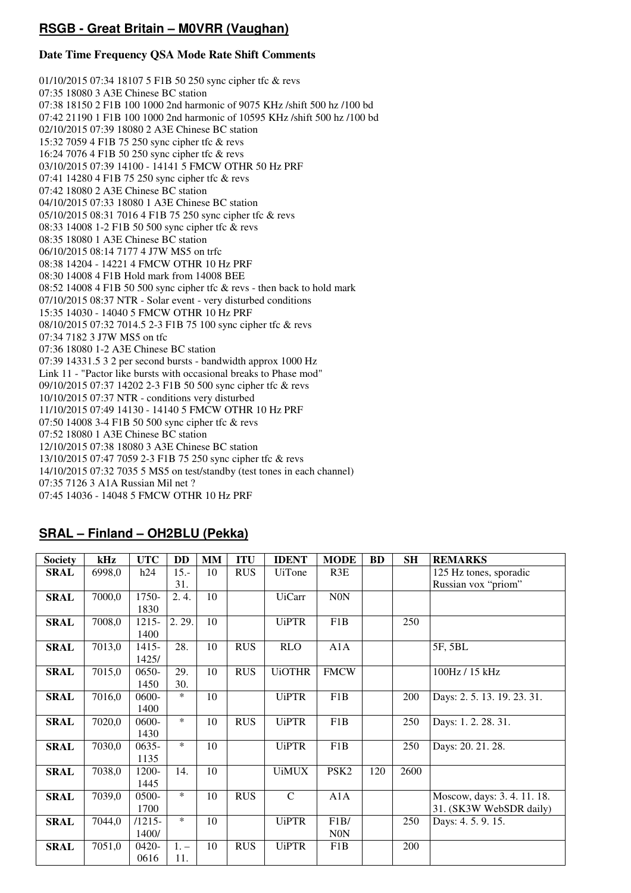## RSGB - Great Britain – M0VRR (Vaughan)

**Date Time Frequency QSA Mode Rate Shift Comments**

01/10/2015 07:34 18107 5 F1B 50 250 sync cipher tfc & revs
07:35 18080 3 A3E Chinese BC station
07:38 18150 2 F1B 100 1000 2nd harmonic of 9075 KHz /shift 500 hz /100 bd
07:42 21190 1 F1B 100 1000 2nd harmonic of 10595 KHz /shift 500 hz /100 bd
02/10/2015 07:39 18080 2 A3E Chinese BC station
15:32 7059 4 F1B 75 250 sync cipher tfc & revs
16:24 7076 4 F1B 50 250 sync cipher tfc & revs
03/10/2015 07:39 14100 - 14141 5 FMCW OTHR 50 Hz PRF
07:41 14280 4 F1B 75 250 sync cipher tfc & revs
07:42 18080 2 A3E Chinese BC station
04/10/2015 07:33 18080 1 A3E Chinese BC station
05/10/2015 08:31 7016 4 F1B 75 250 sync cipher tfc & revs
08:33 14008 1-2 F1B 50 500 sync cipher tfc & revs
08:35 18080 1 A3E Chinese BC station
06/10/2015 08:14 7177 4 J7W MS5 on trfc
08:38 14204 - 14221 4 FMCW OTHR 10 Hz PRF
08:30 14008 4 F1B Hold mark from 14008 BEE
08:52 14008 4 F1B 50 500 sync cipher tfc & revs - then back to hold mark
07/10/2015 08:37 NTR - Solar event - very disturbed conditions
15:35 14030 - 14040 5 FMCW OTHR 10 Hz PRF
08/10/2015 07:32 7014.5 2-3 F1B 75 100 sync cipher tfc & revs
07:34 7182 3 J7W MS5 on tfc
07:36 18080 1-2 A3E Chinese BC station
07:39 14331.5 3 2 per second bursts - bandwidth approx 1000 Hz
Link 11 - "Pactor like bursts with occasional breaks to Phase mod"
09/10/2015 07:37 14202 2-3 F1B 50 500 sync cipher tfc & revs
10/10/2015 07:37 NTR - conditions very disturbed
11/10/2015 07:49 14130 - 14140 5 FMCW OTHR 10 Hz PRF
07:50 14008 3-4 F1B 50 500 sync cipher tfc & revs
07:52 18080 1 A3E Chinese BC station
12/10/2015 07:38 18080 3 A3E Chinese BC station
13/10/2015 07:47 7059 2-3 F1B 75 250 sync cipher tfc & revs
14/10/2015 07:32 7035 5 MS5 on test/standby (test tones in each channel)
07:35 7126 3 A1A Russian Mil net ?
07:45 14036 - 14048 5 FMCW OTHR 10 Hz PRF

## SRAL – Finland – OH2BLU (Pekka)

| Society | kHz | UTC | DD | MM | ITU | IDENT | MODE | BD | SH | REMARKS |
|---|---|---|---|---|---|---|---|---|---|---|
| **SRAL** | 6998,0 | h24 | 15.-31. | 10 | RUS | UiTone | R3E | | | 125 Hz tones, sporadic Russian vox "priom" |
| **SRAL** | 7000,0 | 1750-1830 | 2. 4. | 10 | | UiCarr | N0N | | | |
| **SRAL** | 7008,0 | 1215-1400 | 2. 29. | 10 | | UiPTR | F1B | | 250 | |
| **SRAL** | 7013,0 | 1415-1425/ | 28. | 10 | RUS | RLO | A1A | | | 5F, 5BL |
| **SRAL** | 7015,0 | 0650-1450 | 29. 30. | 10 | RUS | UiOTHR | FMCW | | | 100Hz / 15 kHz |
| **SRAL** | 7016,0 | 0600-1400 | * | 10 | | UiPTR | F1B | | 200 | Days: 2. 5. 13. 19. 23. 31. |
| **SRAL** | 7020,0 | 0600-1430 | * | 10 | RUS | UiPTR | F1B | | 250 | Days: 1. 2. 28. 31. |
| **SRAL** | 7030,0 | 0635-1135 | * | 10 | | UiPTR | F1B | | 250 | Days: 20. 21. 28. |
| **SRAL** | 7038,0 | 1200-1445 | 14. | 10 | | UiMUX | PSK2 | 120 | 2600 | |
| **SRAL** | 7039,0 | 0500-1700 | * | 10 | RUS | C | A1A | | | Moscow, days: 3. 4. 11. 18. 31. (SK3W WebSDR daily) |
| **SRAL** | 7044,0 | /1215-1400/ | * | 10 | | UiPTR | F1B/N0N | | 250 | Days: 4. 5. 9. 15. |
| **SRAL** | 7051,0 | 0420-0616 | 1. – 11. | 10 | RUS | UiPTR | F1B | | 200 | |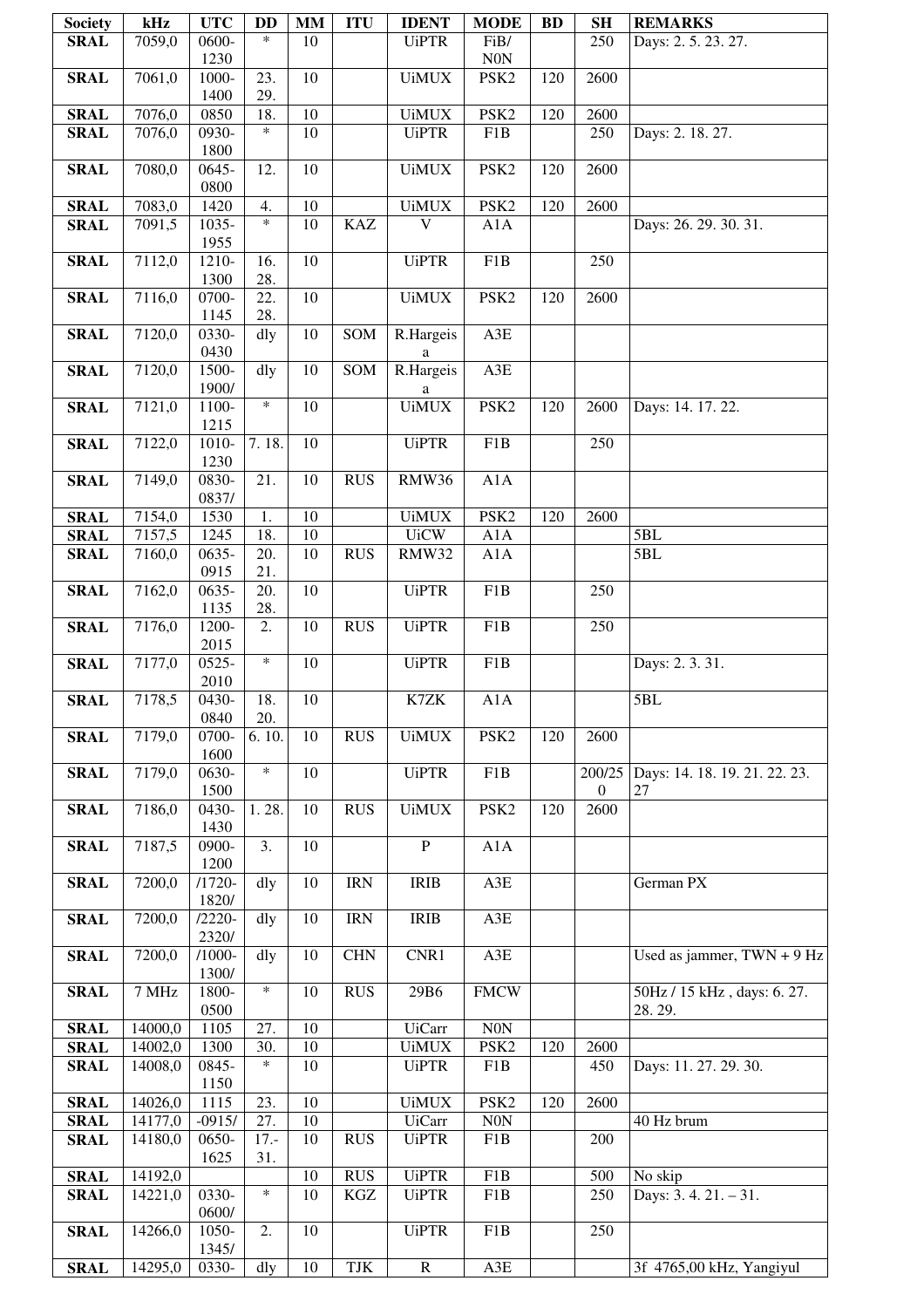| Society | kHz | UTC | DD | MM | ITU | IDENT | MODE | BD | SH | REMARKS |
|---|---|---|---|---|---|---|---|---|---|---|
| **SRAL** | 7059,0 | 0600-1230 | * | 10 | | UiPTR | FiB/ N0N | | 250 | Days: 2. 5. 23. 27. |
| **SRAL** | 7061,0 | 1000-1400 | 23. 29. | 10 | | UiMUX | PSK2 | 120 | 2600 | |
| **SRAL** | 7076,0 | 0850 | 18. | 10 | | UiMUX | PSK2 | 120 | 2600 | |
| **SRAL** | 7076,0 | 0930-1800 | * | 10 | | UiPTR | F1B | | 250 | Days: 2. 18. 27. |
| **SRAL** | 7080,0 | 0645-0800 | 12. | 10 | | UiMUX | PSK2 | 120 | 2600 | |
| **SRAL** | 7083,0 | 1420 | 4. | 10 | | UiMUX | PSK2 | 120 | 2600 | |
| **SRAL** | 7091,5 | 1035-1955 | * | 10 | KAZ | V | A1A | | | Days: 26. 29. 30. 31. |
| **SRAL** | 7112,0 | 1210-1300 | 16. 28. | 10 | | UiPTR | F1B | | 250 | |
| **SRAL** | 7116,0 | 0700-1145 | 22. 28. | 10 | | UiMUX | PSK2 | 120 | 2600 | |
| **SRAL** | 7120,0 | 0330-0430 | dly | 10 | SOM | R.Hargeisa | A3E | | | |
| **SRAL** | 7120,0 | 1500-1900/ | dly | 10 | SOM | R.Hargeisa | A3E | | | |
| **SRAL** | 7121,0 | 1100-1215 | * | 10 | | UiMUX | PSK2 | 120 | 2600 | Days: 14. 17. 22. |
| **SRAL** | 7122,0 | 1010-1230 | 7. 18. | 10 | | UiPTR | F1B | | 250 | |
| **SRAL** | 7149,0 | 0830-0837/ | 21. | 10 | RUS | RMW36 | A1A | | | |
| **SRAL** | 7154,0 | 1530 | 1. | 10 | | UiMUX | PSK2 | 120 | 2600 | |
| **SRAL** | 7157,5 | 1245 | 18. | 10 | | UiCW | A1A | | | 5BL |
| **SRAL** | 7160,0 | 0635-0915 | 20. 21. | 10 | RUS | RMW32 | A1A | | | 5BL |
| **SRAL** | 7162,0 | 0635-1135 | 20. 28. | 10 | | UiPTR | F1B | | 250 | |
| **SRAL** | 7176,0 | 1200-2015 | 2. | 10 | RUS | UiPTR | F1B | | 250 | |
| **SRAL** | 7177,0 | 0525-2010 | * | 10 | | UiPTR | F1B | | | Days: 2. 3. 31. |
| **SRAL** | 7178,5 | 0430-0840 | 18. 20. | 10 | | K7ZK | A1A | | | 5BL |
| **SRAL** | 7179,0 | 0700-1600 | 6. 10. | 10 | RUS | UiMUX | PSK2 | 120 | 2600 | |
| **SRAL** | 7179,0 | 0630-1500 | * | 10 | | UiPTR | F1B | | 200/250 | Days: 14. 18. 19. 21. 22. 23. 27 |
| **SRAL** | 7186,0 | 0430-1430 | 1. 28. | 10 | RUS | UiMUX | PSK2 | 120 | 2600 | |
| **SRAL** | 7187,5 | 0900-1200 | 3. | 10 | | P | A1A | | | |
| **SRAL** | 7200,0 | /1720-1820/ | dly | 10 | IRN | IRIB | A3E | | | German PX |
| **SRAL** | 7200,0 | /2220-2320/ | dly | 10 | IRN | IRIB | A3E | | | |
| **SRAL** | 7200,0 | /1000-1300/ | dly | 10 | CHN | CNR1 | A3E | | | Used as jammer, TWN + 9 Hz |
| **SRAL** | 7 MHz | 1800-0500 | * | 10 | RUS | 29B6 | FMCW | | | 50Hz / 15 kHz , days: 6. 27. 28. 29. |
| **SRAL** | 14000,0 | 1105 | 27. | 10 | | UiCarr | N0N | | | |
| **SRAL** | 14002,0 | 1300 | 30. | 10 | | UiMUX | PSK2 | 120 | 2600 | |
| **SRAL** | 14008,0 | 0845-1150 | * | 10 | | UiPTR | F1B | | 450 | Days: 11. 27. 29. 30. |
| **SRAL** | 14026,0 | 1115 | 23. | 10 | | UiMUX | PSK2 | 120 | 2600 | |
| **SRAL** | 14177,0 | -0915/ | 27. | 10 | | UiCarr | N0N | | | 40 Hz brum |
| **SRAL** | 14180,0 | 0650-1625 | 17.-31. | 10 | RUS | UiPTR | F1B | | 200 | |
| **SRAL** | 14192,0 | | | 10 | RUS | UiPTR | F1B | | 500 | No skip |
| **SRAL** | 14221,0 | 0330-0600/ | * | 10 | KGZ | UiPTR | F1B | | 250 | Days: 3. 4. 21. – 31. |
| **SRAL** | 14266,0 | 1050-1345/ | 2. | 10 | | UiPTR | F1B | | 250 | |
| **SRAL** | 14295,0 | 0330- | dly | 10 | TJK | R | A3E | | | 3f 4765,00 kHz, Yangiyul |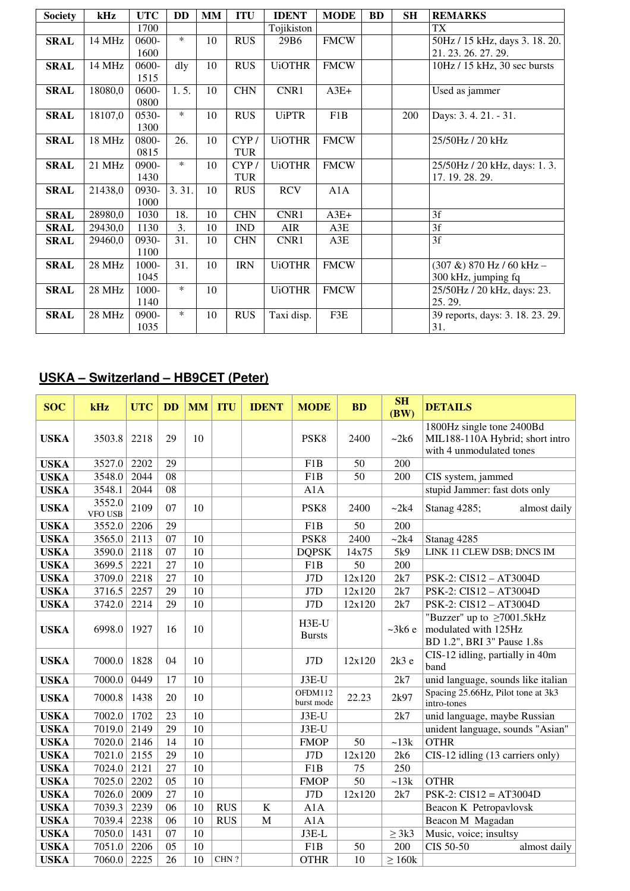| Society | kHz | UTC | DD | MM | ITU | IDENT | MODE | BD | SH | REMARKS |
|---|---|---|---|---|---|---|---|---|---|---|
| | | 1700 | | | | Tojikiston | | | | TX |
| **SRAL** | 14 MHz | 0600-1600 | * | 10 | RUS | 29B6 | FMCW | | | 50Hz / 15 kHz, days 3. 18. 20. 21. 23. 26. 27. 29. |
| **SRAL** | 14 MHz | 0600-1515 | dly | 10 | RUS | UiOTHR | FMCW | | | 10Hz / 15 kHz, 30 sec bursts |
| **SRAL** | 18080,0 | 0600-0800 | 1. 5. | 10 | CHN | CNR1 | A3E+ | | | Used as jammer |
| **SRAL** | 18107,0 | 0530-1300 | * | 10 | RUS | UiPTR | F1B | | 200 | Days: 3. 4. 21. - 31. |
| **SRAL** | 18 MHz | 0800-0815 | 26. | 10 | CYP / TUR | UiOTHR | FMCW | | | 25/50Hz / 20 kHz |
| **SRAL** | 21 MHz | 0900-1430 | * | 10 | CYP / TUR | UiOTHR | FMCW | | | 25/50Hz / 20 kHz, days: 1. 3. 17. 19. 28. 29. |
| **SRAL** | 21438,0 | 0930-1000 | 3. 31. | 10 | RUS | RCV | A1A | | | |
| **SRAL** | 28980,0 | 1030 | 18. | 10 | CHN | CNR1 | A3E+ | | | 3f |
| **SRAL** | 29430,0 | 1130 | 3. | 10 | IND | AIR | A3E | | | 3f |
| **SRAL** | 29460,0 | 0930-1100 | 31. | 10 | CHN | CNR1 | A3E | | | 3f |
| **SRAL** | 28 MHz | 1000-1045 | 31. | 10 | IRN | UiOTHR | FMCW | | | (307 &) 870 Hz / 60 kHz – 300 kHz, jumping fq |
| **SRAL** | 28 MHz | 1000-1140 | * | 10 | | UiOTHR | FMCW | | | 25/50Hz / 20 kHz, days: 23. 25. 29. |
| **SRAL** | 28 MHz | 0900-1035 | * | 10 | RUS | Taxi disp. | F3E | | | 39 reports, days: 3. 18. 23. 29. 31. |

## USKA – Switzerland – HB9CET (Peter)

| SOC | kHz | UTC | DD | MM | ITU | IDENT | MODE | BD | SH (BW) | DETAILS |
|---|---|---|---|---|---|---|---|---|---|---|
| **USKA** | 3503.8 | 2218 | 29 | 10 | | | PSK8 | 2400 | ~2k6 | 1800Hz single tone 2400Bd MIL188-110A Hybrid; short intro with 4 unmodulated tones |
| **USKA** | 3527.0 | 2202 | 29 | | | | F1B | 50 | 200 | |
| **USKA** | 3548.0 | 2044 | 08 | | | | F1B | 50 | 200 | CIS system, jammed |
| **USKA** | 3548.1 | 2044 | 08 | | | | A1A | | | stupid Jammer: fast dots only |
| **USKA** | 3552.0 VFO USB | 2109 | 07 | 10 | | | PSK8 | 2400 | ~2k4 | Stanag 4285; almost daily |
| **USKA** | 3552.0 | 2206 | 29 | | | | F1B | 50 | 200 | |
| **USKA** | 3565.0 | 2113 | 07 | 10 | | | PSK8 | 2400 | ~2k4 | Stanag 4285 |
| **USKA** | 3590.0 | 2118 | 07 | 10 | | | DQPSK | 14x75 | 5k9 | LINK 11 CLEW DSB; DNCS IM |
| **USKA** | 3699.5 | 2221 | 27 | 10 | | | F1B | 50 | 200 | |
| **USKA** | 3709.0 | 2218 | 27 | 10 | | | J7D | 12x120 | 2k7 | PSK-2: CIS12 – AT3004D |
| **USKA** | 3716.5 | 2257 | 29 | 10 | | | J7D | 12x120 | 2k7 | PSK-2: CIS12 – AT3004D |
| **USKA** | 3742.0 | 2214 | 29 | 10 | | | J7D | 12x120 | 2k7 | PSK-2: CIS12 – AT3004D |
| **USKA** | 6998.0 | 1927 | 16 | 10 | | | H3E-U Bursts | | ~3k6 e | "Buzzer" up to ≥7001.5kHz modulated with 125Hz BD 1.2", BRI 3" Pause 1.8s |
| **USKA** | 7000.0 | 1828 | 04 | 10 | | | J7D | 12x120 | 2k3 e | CIS-12 idling, partially in 40m band |
| **USKA** | 7000.0 | 0449 | 17 | 10 | | | J3E-U | | 2k7 | unid language, sounds like italian |
| **USKA** | 7000.8 | 1438 | 20 | 10 | | | OFDM112 burst mode | 22.23 | 2k97 | Spacing 25.66Hz, Pilot tone at 3k3 intro-tones |
| **USKA** | 7002.0 | 1702 | 23 | 10 | | | J3E-U | | 2k7 | unid language, maybe Russian |
| **USKA** | 7019.0 | 2149 | 29 | 10 | | | J3E-U | | | unident language, sounds "Asian" |
| **USKA** | 7020.0 | 2146 | 14 | 10 | | | FMOP | 50 | ~13k | OTHR |
| **USKA** | 7021.0 | 2155 | 29 | 10 | | | J7D | 12x120 | 2k6 | CIS-12 idling (13 carriers only) |
| **USKA** | 7024.0 | 2121 | 27 | 10 | | | F1B | 75 | 250 | |
| **USKA** | 7025.0 | 2202 | 05 | 10 | | | FMOP | 50 | ~13k | OTHR |
| **USKA** | 7026.0 | 2009 | 27 | 10 | | | J7D | 12x120 | 2k7 | PSK-2: CIS12 = AT3004D |
| **USKA** | 7039.3 | 2239 | 06 | 10 | RUS | K | A1A | | | Beacon K Petropavlovsk |
| **USKA** | 7039.4 | 2238 | 06 | 10 | RUS | M | A1A | | | Beacon M Magadan |
| **USKA** | 7050.0 | 1431 | 07 | 10 | | | J3E-L | | ≥ 3k3 | Music, voice; insultsy |
| **USKA** | 7051.0 | 2206 | 05 | 10 | | | F1B | 50 | 200 | CIS 50-50 almost daily |
| **USKA** | 7060.0 | 2225 | 26 | 10 | CHN ? | | OTHR | 10 | ≥ 160k | |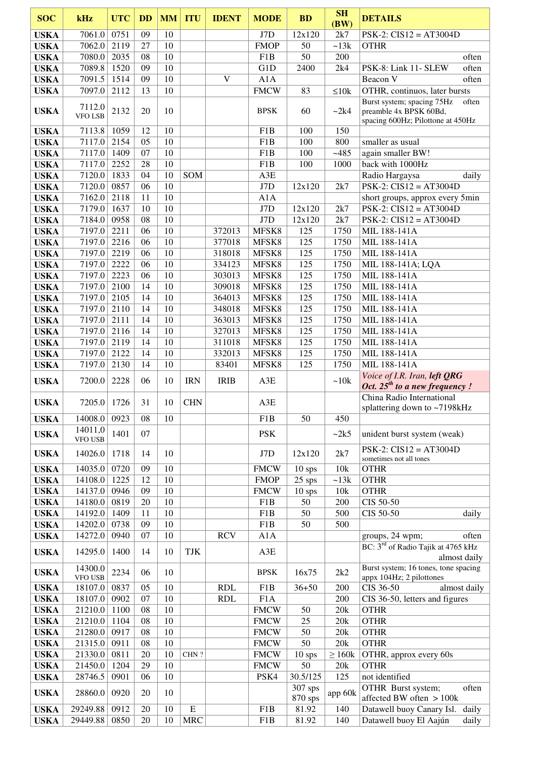| SOC | kHz | UTC | DD | MM | ITU | IDENT | MODE | BD | SH (BW) | DETAILS |
|---|---|---|---|---|---|---|---|---|---|---|
| USKA | 7061.0 | 0751 | 09 | 10 | | | J7D | 12x120 | 2k7 | PSK-2: CIS12 = AT3004D |
| USKA | 7062.0 | 2119 | 27 | 10 | | | FMOP | 50 | ~13k | OTHR |
| USKA | 7080.0 | 2035 | 08 | 10 | | | F1B | 50 | 200 | often |
| USKA | 7089.8 | 1520 | 09 | 10 | | | G1D | 2400 | 2k4 | PSK-8: Link 11- SLEW often |
| USKA | 7091.5 | 1514 | 09 | 10 | | V | A1A | | | Beacon V often |
| USKA | 7097.0 | 2112 | 13 | 10 | | | FMCW | 83 | ≤10k | OTHR, continuos, later bursts |
| USKA | 7112.0 VFO LSB | 2132 | 20 | 10 | | | BPSK | 60 | ~2k4 | Burst system; spacing 75Hz often preamble 4x BPSK 60Bd, spacing 600Hz; Pilottone at 450Hz |
| USKA | 7113.8 | 1059 | 12 | 10 | | | F1B | 100 | 150 | |
| USKA | 7117.0 | 2154 | 05 | 10 | | | F1B | 100 | 800 | smaller as usual |
| USKA | 7117.0 | 1409 | 07 | 10 | | | F1B | 100 | ~485 | again smaller BW! |
| USKA | 7117.0 | 2252 | 28 | 10 | | | F1B | 100 | 1000 | back with 1000Hz |
| USKA | 7120.0 | 1833 | 04 | 10 | SOM | | A3E | | | Radio Hargaysa daily |
| USKA | 7120.0 | 0857 | 06 | 10 | | | J7D | 12x120 | 2k7 | PSK-2: CIS12 = AT3004D |
| USKA | 7162.0 | 2118 | 11 | 10 | | | A1A | | | short groups, approx every 5min |
| USKA | 7179.0 | 1637 | 10 | 10 | | | J7D | 12x120 | 2k7 | PSK-2: CIS12 = AT3004D |
| USKA | 7184.0 | 0958 | 08 | 10 | | | J7D | 12x120 | 2k7 | PSK-2: CIS12 = AT3004D |
| USKA | 7197.0 | 2211 | 06 | 10 | | 372013 | MFSK8 | 125 | 1750 | MIL 188-141A |
| USKA | 7197.0 | 2216 | 06 | 10 | | 377018 | MFSK8 | 125 | 1750 | MIL 188-141A |
| USKA | 7197.0 | 2219 | 06 | 10 | | 318018 | MFSK8 | 125 | 1750 | MIL 188-141A |
| USKA | 7197.0 | 2222 | 06 | 10 | | 334123 | MFSK8 | 125 | 1750 | MIL 188-141A; LQA |
| USKA | 7197.0 | 2223 | 06 | 10 | | 303013 | MFSK8 | 125 | 1750 | MIL 188-141A |
| USKA | 7197.0 | 2100 | 14 | 10 | | 309018 | MFSK8 | 125 | 1750 | MIL 188-141A |
| USKA | 7197.0 | 2105 | 14 | 10 | | 364013 | MFSK8 | 125 | 1750 | MIL 188-141A |
| USKA | 7197.0 | 2110 | 14 | 10 | | 348018 | MFSK8 | 125 | 1750 | MIL 188-141A |
| USKA | 7197.0 | 2111 | 14 | 10 | | 363013 | MFSK8 | 125 | 1750 | MIL 188-141A |
| USKA | 7197.0 | 2116 | 14 | 10 | | 327013 | MFSK8 | 125 | 1750 | MIL 188-141A |
| USKA | 7197.0 | 2119 | 14 | 10 | | 311018 | MFSK8 | 125 | 1750 | MIL 188-141A |
| USKA | 7197.0 | 2122 | 14 | 10 | | 332013 | MFSK8 | 125 | 1750 | MIL 188-141A |
| USKA | 7197.0 | 2130 | 14 | 10 | | 83401 | MFSK8 | 125 | 1750 | MIL 188-141A |
| USKA | 7200.0 | 2228 | 06 | 10 | IRN | IRIB | A3E | | ~10k | *Voice of I.R. Iran, **left QRG Oct. 25th to a new frequency !*** |
| USKA | 7205.0 | 1726 | 31 | 10 | CHN | | A3E | | | China Radio International splattering down to ~7198kHz |
| USKA | 14008.0 | 0923 | 08 | 10 | | | F1B | 50 | 450 | |
| USKA | 14011,0 VFO USB | 1401 | 07 | | | | PSK | | ~2k5 | unident burst system (weak) |
| USKA | 14026.0 | 1718 | 14 | 10 | | | J7D | 12x120 | 2k7 | PSK-2: CIS12 = AT3004D sometimes not all tones |
| USKA | 14035.0 | 0720 | 09 | 10 | | | FMCW | 10 sps | 10k | OTHR |
| USKA | 14108.0 | 1225 | 12 | 10 | | | FMOP | 25 sps | ~13k | OTHR |
| USKA | 14137.0 | 0946 | 09 | 10 | | | FMCW | 10 sps | 10k | OTHR |
| USKA | 14180.0 | 0819 | 20 | 10 | | | F1B | 50 | 200 | CIS 50-50 |
| USKA | 14192.0 | 1409 | 11 | 10 | | | F1B | 50 | 500 | CIS 50-50 daily |
| USKA | 14202.0 | 0738 | 09 | 10 | | | F1B | 50 | 500 | |
| USKA | 14272.0 | 0940 | 07 | 10 | | RCV | A1A | | | groups, 24 wpm; often |
| USKA | 14295.0 | 1400 | 14 | 10 | TJK | | A3E | | | BC: 3rd of Radio Tajik at 4765 kHz almost daily |
| USKA | 14300.0 VFO USB | 2234 | 06 | 10 | | | BPSK | 16x75 | 2k2 | Burst system; 16 tones, tone spacing appx 104Hz; 2 pilottones |
| USKA | 18107.0 | 0837 | 05 | 10 | | RDL | F1B | 36+50 | 200 | CIS 36-50 almost daily |
| USKA | 18107.0 | 0902 | 07 | 10 | | RDL | F1A | | 200 | CIS 36-50, letters and figures |
| USKA | 21210.0 | 1100 | 08 | 10 | | | FMCW | 50 | 20k | OTHR |
| USKA | 21210.0 | 1104 | 08 | 10 | | | FMCW | 25 | 20k | OTHR |
| USKA | 21280.0 | 0917 | 08 | 10 | | | FMCW | 50 | 20k | OTHR |
| USKA | 21315.0 | 0911 | 08 | 10 | | | FMCW | 50 | 20k | OTHR |
| USKA | 21330.0 | 0811 | 20 | 10 | CHN ? | | FMCW | 10 sps | ≥ 160k | OTHR, approx every 60s |
| USKA | 21450.0 | 1204 | 29 | 10 | | | FMCW | 50 | 20k | OTHR |
| USKA | 28746.5 | 0901 | 06 | 10 | | | PSK4 | 30.5/125 | 125 | not identified |
| USKA | 28860.0 | 0920 | 20 | 10 | | | | 307 sps 870 sps | app 60k | OTHR Burst system; often affected BW often > 100k |
| USKA | 29249.88 | 0912 | 20 | 10 | E | | F1B | 81.92 | 140 | Datawell buoy Canary Isl. daily |
| USKA | 29449.88 | 0850 | 20 | 10 | MRC | | F1B | 81.92 | 140 | Datawell buoy El Aajún daily |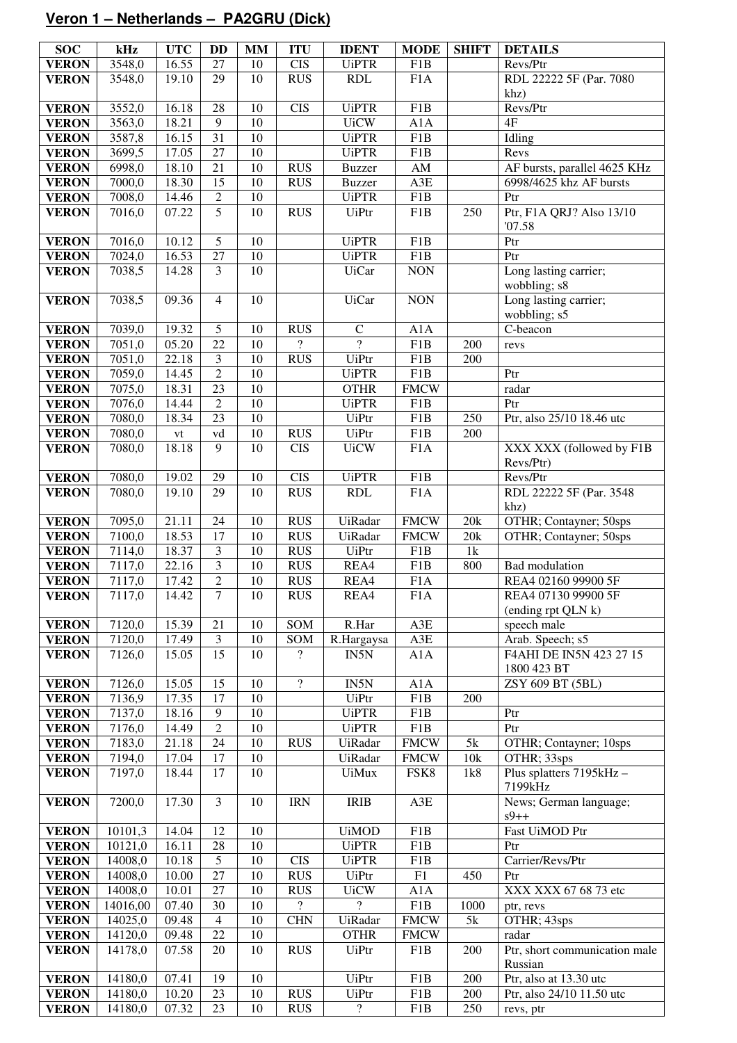## Veron 1 – Netherlands – PA2GRU (Dick)

| SOC | kHz | UTC | DD | MM | ITU | IDENT | MODE | SHIFT | DETAILS |
|---|---|---|---|---|---|---|---|---|---|
| VERON | 3548,0 | 16.55 | 27 | 10 | CIS | UiPTR | F1B | | Revs/Ptr |
| VERON | 3548,0 | 19.10 | 29 | 10 | RUS | RDL | F1A | | RDL 22222 5F (Par. 7080 khz) |
| VERON | 3552,0 | 16.18 | 28 | 10 | CIS | UiPTR | F1B | | Revs/Ptr |
| VERON | 3563,0 | 18.21 | 9 | 10 | | UiCW | A1A | | 4F |
| VERON | 3587,8 | 16.15 | 31 | 10 | | UiPTR | F1B | | Idling |
| VERON | 3699,5 | 17.05 | 27 | 10 | | UiPTR | F1B | | Revs |
| VERON | 6998,0 | 18.10 | 21 | 10 | RUS | Buzzer | AM | | AF bursts, parallel 4625 KHz |
| VERON | 7000,0 | 18.30 | 15 | 10 | RUS | Buzzer | A3E | | 6998/4625 khz AF bursts |
| VERON | 7008,0 | 14.46 | 2 | 10 | | UiPTR | F1B | | Ptr |
| VERON | 7016,0 | 07.22 | 5 | 10 | RUS | UiPtr | F1B | 250 | Ptr, F1A QRJ? Also 13/10 '07.58 |
| VERON | 7016,0 | 10.12 | 5 | 10 | | UiPTR | F1B | | Ptr |
| VERON | 7024,0 | 16.53 | 27 | 10 | | UiPTR | F1B | | Ptr |
| VERON | 7038,5 | 14.28 | 3 | 10 | | UiCar | NON | | Long lasting carrier; wobbling; s8 |
| VERON | 7038,5 | 09.36 | 4 | 10 | | UiCar | NON | | Long lasting carrier; wobbling; s5 |
| VERON | 7039,0 | 19.32 | 5 | 10 | RUS | C | A1A | | C-beacon |
| VERON | 7051,0 | 05.20 | 22 | 10 | ? | ? | F1B | 200 | revs |
| VERON | 7051,0 | 22.18 | 3 | 10 | RUS | UiPtr | F1B | 200 | |
| VERON | 7059,0 | 14.45 | 2 | 10 | | UiPTR | F1B | | Ptr |
| VERON | 7075,0 | 18.31 | 23 | 10 | | OTHR | FMCW | | radar |
| VERON | 7076,0 | 14.44 | 2 | 10 | | UiPTR | F1B | | Ptr |
| VERON | 7080,0 | 18.34 | 23 | 10 | | UiPtr | F1B | 250 | Ptr, also 25/10 18.46 utc |
| VERON | 7080,0 | vt | vd | 10 | RUS | UiPtr | F1B | 200 | |
| VERON | 7080,0 | 18.18 | 9 | 10 | CIS | UiCW | F1A | | XXX XXX (followed by F1B Revs/Ptr) |
| VERON | 7080,0 | 19.02 | 29 | 10 | CIS | UiPTR | F1B | | Revs/Ptr |
| VERON | 7080,0 | 19.10 | 29 | 10 | RUS | RDL | F1A | | RDL 22222 5F (Par. 3548 khz) |
| VERON | 7095,0 | 21.11 | 24 | 10 | RUS | UiRadar | FMCW | 20k | OTHR; Contayner; 50sps |
| VERON | 7100,0 | 18.53 | 17 | 10 | RUS | UiRadar | FMCW | 20k | OTHR; Contayner; 50sps |
| VERON | 7114,0 | 18.37 | 3 | 10 | RUS | UiPtr | F1B | 1k | |
| VERON | 7117,0 | 22.16 | 3 | 10 | RUS | REA4 | F1B | 800 | Bad modulation |
| VERON | 7117,0 | 17.42 | 2 | 10 | RUS | REA4 | F1A | | REA4 02160 99900 5F |
| VERON | 7117,0 | 14.42 | 7 | 10 | RUS | REA4 | F1A | | REA4 07130 99900 5F (ending rpt QLN k) |
| VERON | 7120,0 | 15.39 | 21 | 10 | SOM | R.Har | A3E | | speech male |
| VERON | 7120,0 | 17.49 | 3 | 10 | SOM | R.Hargaysa | A3E | | Arab. Speech; s5 |
| VERON | 7126,0 | 15.05 | 15 | 10 | ? | IN5N | A1A | | F4AHI DE IN5N 423 27 15 1800 423 BT |
| VERON | 7126,0 | 15.05 | 15 | 10 | ? | IN5N | A1A | | ZSY 609 BT (5BL) |
| VERON | 7136,9 | 17.35 | 17 | 10 | | UiPtr | F1B | 200 | |
| VERON | 7137,0 | 18.16 | 9 | 10 | | UiPTR | F1B | | Ptr |
| VERON | 7176,0 | 14.49 | 2 | 10 | | UiPTR | F1B | | Ptr |
| VERON | 7183,0 | 21.18 | 24 | 10 | RUS | UiRadar | FMCW | 5k | OTHR; Contayner; 10sps |
| VERON | 7194,0 | 17.04 | 17 | 10 | | UiRadar | FMCW | 10k | OTHR; 33sps |
| VERON | 7197,0 | 18.44 | 17 | 10 | | UiMux | FSK8 | 1k8 | Plus splatters 7195kHz – 7199kHz |
| VERON | 7200,0 | 17.30 | 3 | 10 | IRN | IRIB | A3E | | News; German language; s9++ |
| VERON | 10101,3 | 14.04 | 12 | 10 | | UiMOD | F1B | | Fast UiMOD Ptr |
| VERON | 10121,0 | 16.11 | 28 | 10 | | UiPTR | F1B | | Ptr |
| VERON | 14008,0 | 10.18 | 5 | 10 | CIS | UiPTR | F1B | | Carrier/Revs/Ptr |
| VERON | 14008,0 | 10.00 | 27 | 10 | RUS | UiPtr | F1 | 450 | Ptr |
| VERON | 14008,0 | 10.01 | 27 | 10 | RUS | UiCW | A1A | | XXX XXX 67 68 73 etc |
| VERON | 14016,00 | 07.40 | 30 | 10 | ? | ? | F1B | 1000 | ptr, revs |
| VERON | 14025,0 | 09.48 | 4 | 10 | CHN | UiRadar | FMCW | 5k | OTHR; 43sps |
| VERON | 14120,0 | 09.48 | 22 | 10 | | OTHR | FMCW | | radar |
| VERON | 14178,0 | 07.58 | 20 | 10 | RUS | UiPtr | F1B | 200 | Ptr, short communication male Russian |
| VERON | 14180,0 | 07.41 | 19 | 10 | | UiPtr | F1B | 200 | Ptr, also at 13.30 utc |
| VERON | 14180,0 | 10.20 | 23 | 10 | RUS | UiPtr | F1B | 200 | Ptr, also 24/10 11.50 utc |
| VERON | 14180,0 | 07.32 | 23 | 10 | RUS | ? | F1B | 250 | revs, ptr |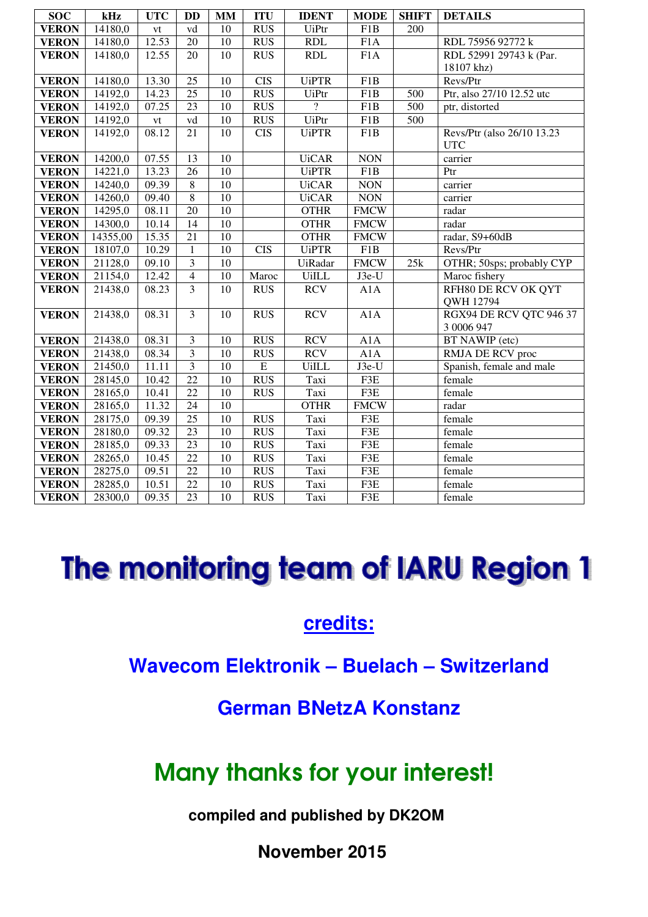| SOC | kHz | UTC | DD | MM | ITU | IDENT | MODE | SHIFT | DETAILS |
|---|---|---|---|---|---|---|---|---|---|
| **VERON** | 14180,0 | vt | vd | 10 | RUS | UiPtr | F1B | 200 | |
| **VERON** | 14180,0 | 12.53 | 20 | 10 | RUS | RDL | F1A | | RDL 75956 92772 k |
| **VERON** | 14180,0 | 12.55 | 20 | 10 | RUS | RDL | F1A | | RDL 52991 29743 k (Par. 18107 khz) |
| **VERON** | 14180,0 | 13.30 | 25 | 10 | CIS | UiPTR | F1B | | Revs/Ptr |
| **VERON** | 14192,0 | 14.23 | 25 | 10 | RUS | UiPtr | F1B | 500 | Ptr, also 27/10 12.52 utc |
| **VERON** | 14192,0 | 07.25 | 23 | 10 | RUS | ? | F1B | 500 | ptr, distorted |
| **VERON** | 14192,0 | vt | vd | 10 | RUS | UiPtr | F1B | 500 | |
| **VERON** | 14192,0 | 08.12 | 21 | 10 | CIS | UiPTR | F1B | | Revs/Ptr (also 26/10 13.23 UTC |
| **VERON** | 14200,0 | 07.55 | 13 | 10 | | UiCAR | NON | | carrier |
| **VERON** | 14221,0 | 13.23 | 26 | 10 | | UiPTR | F1B | | Ptr |
| **VERON** | 14240,0 | 09.39 | 8 | 10 | | UiCAR | NON | | carrier |
| **VERON** | 14260,0 | 09.40 | 8 | 10 | | UiCAR | NON | | carrier |
| **VERON** | 14295,0 | 08.11 | 20 | 10 | | OTHR | FMCW | | radar |
| **VERON** | 14300,0 | 10.14 | 14 | 10 | | OTHR | FMCW | | radar |
| **VERON** | 14355,00 | 15.35 | 21 | 10 | | OTHR | FMCW | | radar, S9+60dB |
| **VERON** | 18107,0 | 10.29 | 1 | 10 | CIS | UiPTR | F1B | | Revs/Ptr |
| **VERON** | 21128,0 | 09.10 | 3 | 10 | | UiRadar | FMCW | 25k | OTHR; 50sps; probably CYP |
| **VERON** | 21154,0 | 12.42 | 4 | 10 | Maroc | UiILL | J3e-U | | Maroc fishery |
| **VERON** | 21438,0 | 08.23 | 3 | 10 | RUS | RCV | A1A | | RFH80 DE RCV OK QYT QWH 12794 |
| **VERON** | 21438,0 | 08.31 | 3 | 10 | RUS | RCV | A1A | | RGX94 DE RCV QTC 946 37 3 0006 947 |
| **VERON** | 21438,0 | 08.31 | 3 | 10 | RUS | RCV | A1A | | BT NAWIP (etc) |
| **VERON** | 21438,0 | 08.34 | 3 | 10 | RUS | RCV | A1A | | RMJA DE RCV proc |
| **VERON** | 21450,0 | 11.11 | 3 | 10 | E | UiILL | J3e-U | | Spanish, female and male |
| **VERON** | 28145,0 | 10.42 | 22 | 10 | RUS | Taxi | F3E | | female |
| **VERON** | 28165,0 | 10.41 | 22 | 10 | RUS | Taxi | F3E | | female |
| **VERON** | 28165,0 | 11.32 | 24 | 10 | | OTHR | FMCW | | radar |
| **VERON** | 28175,0 | 09.39 | 25 | 10 | RUS | Taxi | F3E | | female |
| **VERON** | 28180,0 | 09.32 | 23 | 10 | RUS | Taxi | F3E | | female |
| **VERON** | 28185,0 | 09.33 | 23 | 10 | RUS | Taxi | F3E | | female |
| **VERON** | 28265,0 | 10.45 | 22 | 10 | RUS | Taxi | F3E | | female |
| **VERON** | 28275,0 | 09.51 | 22 | 10 | RUS | Taxi | F3E | | female |
| **VERON** | 28285,0 | 10.51 | 22 | 10 | RUS | Taxi | F3E | | female |
| **VERON** | 28300,0 | 09.35 | 23 | 10 | RUS | Taxi | F3E | | female |

# The monitoring team of IARU Region 1

## credits:

## Wavecom Elektronik – Buelach – Switzerland

## German BNetzA Konstanz

# Many thanks for your interest!

**compiled and published by DK2OM**

**November 2015**